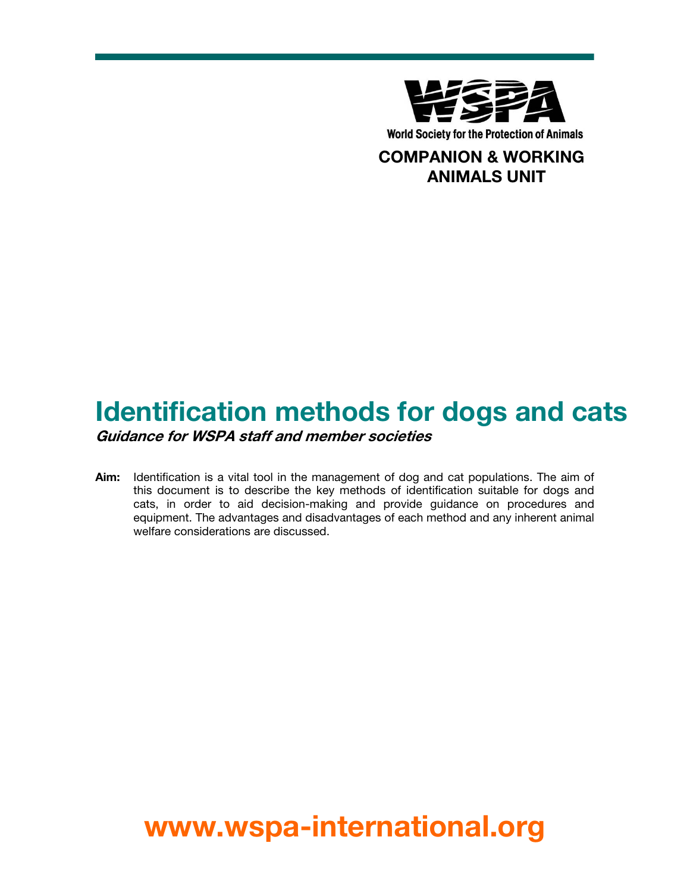WSPA

World Society for the Protection of Animals

**COMPANION & WORKING ANIMALS UNIT**

# Identification methods for dogs and cats

***Guidance for WSPA staff and member societies***

**Aim:** Identification is a vital tool in the management of dog and cat populations. The aim of this document is to describe the key methods of identification suitable for dogs and cats, in order to aid decision-making and provide guidance on procedures and equipment. The advantages and disadvantages of each method and any inherent animal welfare considerations are discussed.

**www.wspa-international.org**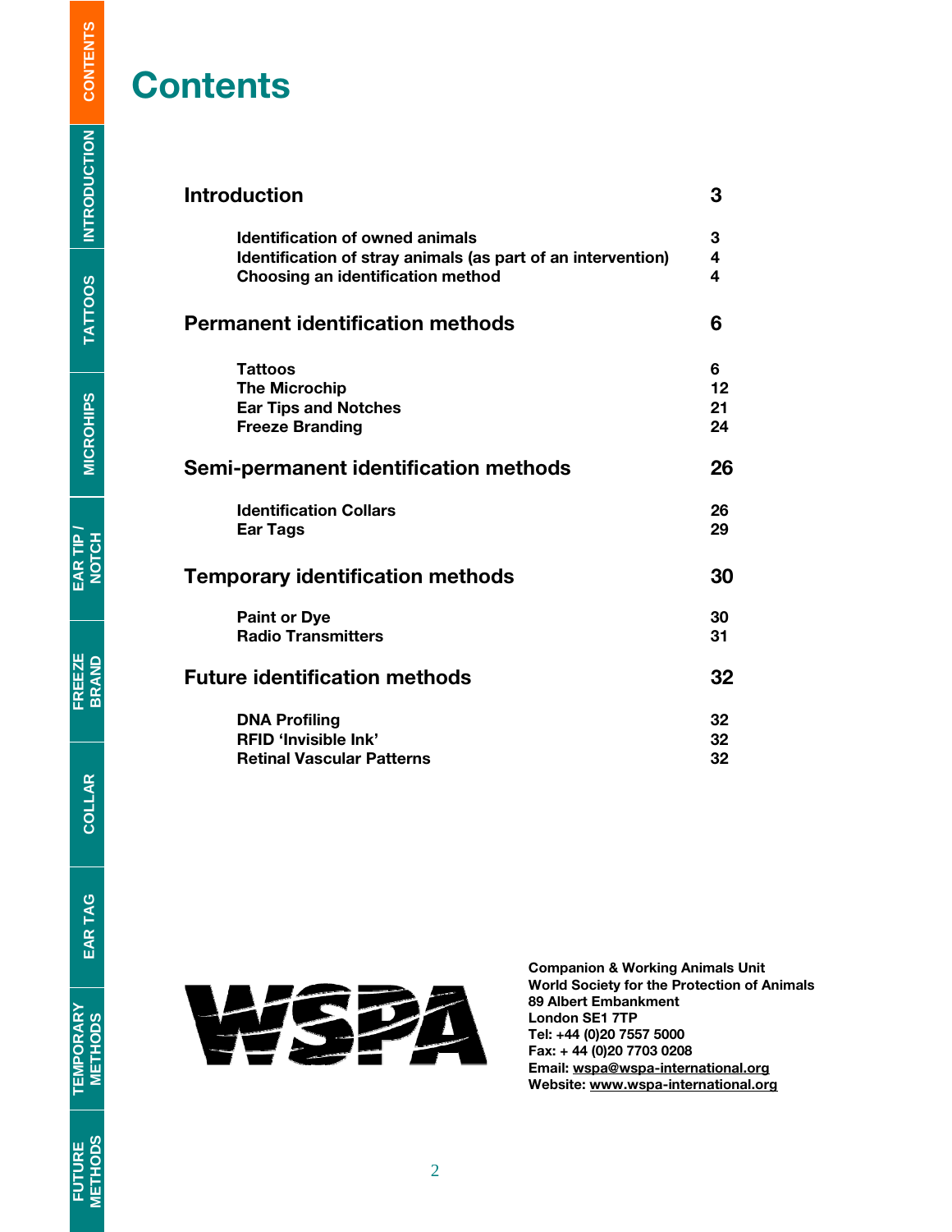# Contents

| | |
|---|---|
| **Introduction** | **3** |
| Identification of owned animals | 3 |
| Identification of stray animals (as part of an intervention) | 4 |
| Choosing an identification method | 4 |
| **Permanent identification methods** | **6** |
| Tattoos | 6 |
| The Microchip | 12 |
| Ear Tips and Notches | 21 |
| Freeze Branding | 24 |
| **Semi-permanent identification methods** | **26** |
| Identification Collars | 26 |
| Ear Tags | 29 |
| **Temporary identification methods** | **30** |
| Paint or Dye | 30 |
| Radio Transmitters | 31 |
| **Future identification methods** | **32** |
| DNA Profiling | 32 |
| RFID 'Invisible Ink' | 32 |
| Retinal Vascular Patterns | 32 |

WSPA

**Companion & Working Animals Unit**
**World Society for the Protection of Animals**
**89 Albert Embankment**
**London SE1 7TP**
**Tel: +44 (0)20 7557 5000**
**Fax: + 44 (0)20 7703 0208**
**Email: wspa@wspa-international.org**
**Website: www.wspa-international.org**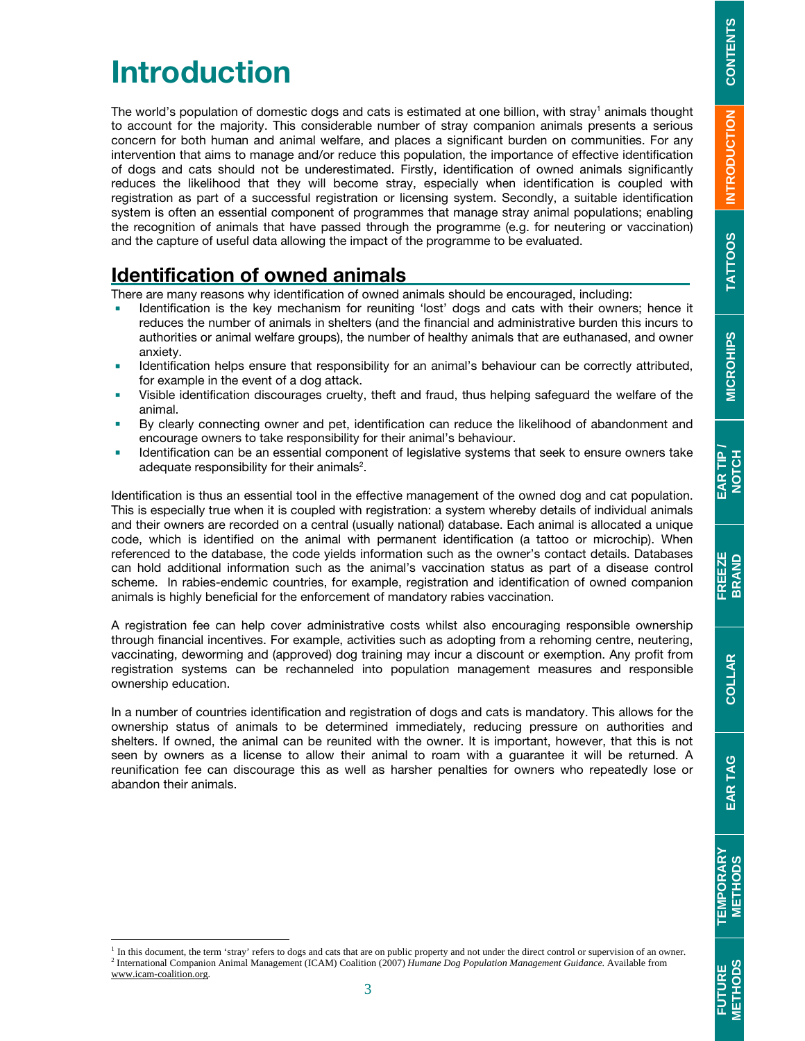# Introduction

The world's population of domestic dogs and cats is estimated at one billion, with stray[1] animals thought to account for the majority. This considerable number of stray companion animals presents a serious concern for both human and animal welfare, and places a significant burden on communities. For any intervention that aims to manage and/or reduce this population, the importance of effective identification of dogs and cats should not be underestimated. Firstly, identification of owned animals significantly reduces the likelihood that they will become stray, especially when identification is coupled with registration as part of a successful registration or licensing system. Secondly, a suitable identification system is often an essential component of programmes that manage stray animal populations; enabling the recognition of animals that have passed through the programme (e.g. for neutering or vaccination) and the capture of useful data allowing the impact of the programme to be evaluated.

## Identification of owned animals

There are many reasons why identification of owned animals should be encouraged, including:

- Identification is the key mechanism for reuniting 'lost' dogs and cats with their owners; hence it reduces the number of animals in shelters (and the financial and administrative burden this incurs to authorities or animal welfare groups), the number of healthy animals that are euthanased, and owner anxiety.
- Identification helps ensure that responsibility for an animal's behaviour can be correctly attributed, for example in the event of a dog attack.
- Visible identification discourages cruelty, theft and fraud, thus helping safeguard the welfare of the animal.
- By clearly connecting owner and pet, identification can reduce the likelihood of abandonment and encourage owners to take responsibility for their animal's behaviour.
- Identification can be an essential component of legislative systems that seek to ensure owners take adequate responsibility for their animals[2].

Identification is thus an essential tool in the effective management of the owned dog and cat population. This is especially true when it is coupled with registration: a system whereby details of individual animals and their owners are recorded on a central (usually national) database. Each animal is allocated a unique code, which is identified on the animal with permanent identification (a tattoo or microchip). When referenced to the database, the code yields information such as the owner's contact details. Databases can hold additional information such as the animal's vaccination status as part of a disease control scheme. In rabies-endemic countries, for example, registration and identification of owned companion animals is highly beneficial for the enforcement of mandatory rabies vaccination.

A registration fee can help cover administrative costs whilst also encouraging responsible ownership through financial incentives. For example, activities such as adopting from a rehoming centre, neutering, vaccinating, deworming and (approved) dog training may incur a discount or exemption. Any profit from registration systems can be rechanneled into population management measures and responsible ownership education.

In a number of countries identification and registration of dogs and cats is mandatory. This allows for the ownership status of animals to be determined immediately, reducing pressure on authorities and shelters. If owned, the animal can be reunited with the owner. It is important, however, that this is not seen by owners as a license to allow their animal to roam with a guarantee it will be returned. A reunification fee can discourage this as well as harsher penalties for owners who repeatedly lose or abandon their animals.

---

[1] In this document, the term 'stray' refers to dogs and cats that are on public property and not under the direct control or supervision of an owner.

[2] International Companion Animal Management (ICAM) Coalition (2007) *Humane Dog Population Management Guidance.* Available from www.icam-coalition.org.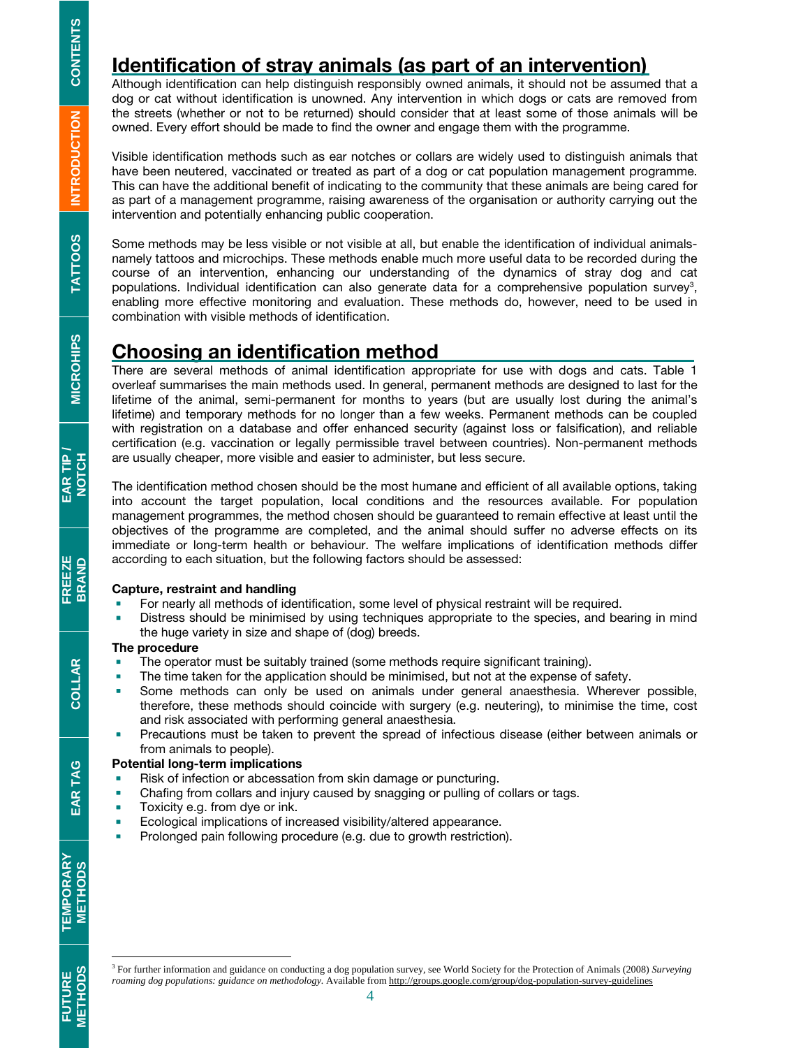## Identification of stray animals (as part of an intervention)

Although identification can help distinguish responsibly owned animals, it should not be assumed that a dog or cat without identification is unowned. Any intervention in which dogs or cats are removed from the streets (whether or not to be returned) should consider that at least some of those animals will be owned. Every effort should be made to find the owner and engage them with the programme.

Visible identification methods such as ear notches or collars are widely used to distinguish animals that have been neutered, vaccinated or treated as part of a dog or cat population management programme. This can have the additional benefit of indicating to the community that these animals are being cared for as part of a management programme, raising awareness of the organisation or authority carrying out the intervention and potentially enhancing public cooperation.

Some methods may be less visible or not visible at all, but enable the identification of individual animals- namely tattoos and microchips. These methods enable much more useful data to be recorded during the course of an intervention, enhancing our understanding of the dynamics of stray dog and cat populations. Individual identification can also generate data for a comprehensive population survey[3], enabling more effective monitoring and evaluation. These methods do, however, need to be used in combination with visible methods of identification.

## Choosing an identification method

There are several methods of animal identification appropriate for use with dogs and cats. Table 1 overleaf summarises the main methods used. In general, permanent methods are designed to last for the lifetime of the animal, semi-permanent for months to years (but are usually lost during the animal's lifetime) and temporary methods for no longer than a few weeks. Permanent methods can be coupled with registration on a database and offer enhanced security (against loss or falsification), and reliable certification (e.g. vaccination or legally permissible travel between countries). Non-permanent methods are usually cheaper, more visible and easier to administer, but less secure.

The identification method chosen should be the most humane and efficient of all available options, taking into account the target population, local conditions and the resources available. For population management programmes, the method chosen should be guaranteed to remain effective at least until the objectives of the programme are completed, and the animal should suffer no adverse effects on its immediate or long-term health or behaviour. The welfare implications of identification methods differ according to each situation, but the following factors should be assessed:

**Capture, restraint and handling**

- For nearly all methods of identification, some level of physical restraint will be required.
- Distress should be minimised by using techniques appropriate to the species, and bearing in mind the huge variety in size and shape of (dog) breeds.

**The procedure**

- The operator must be suitably trained (some methods require significant training).
- The time taken for the application should be minimised, but not at the expense of safety.
- Some methods can only be used on animals under general anaesthesia. Wherever possible, therefore, these methods should coincide with surgery (e.g. neutering), to minimise the time, cost and risk associated with performing general anaesthesia.
- Precautions must be taken to prevent the spread of infectious disease (either between animals or from animals to people).

**Potential long-term implications**

- Risk of infection or abcessation from skin damage or puncturing.
- Chafing from collars and injury caused by snagging or pulling of collars or tags.
- Toxicity e.g. from dye or ink.
- Ecological implications of increased visibility/altered appearance.
- Prolonged pain following procedure (e.g. due to growth restriction).

---

[3] For further information and guidance on conducting a dog population survey, see World Society for the Protection of Animals (2008) *Surveying roaming dog populations: guidance on methodology.* Available from http://groups.google.com/group/dog-population-survey-guidelines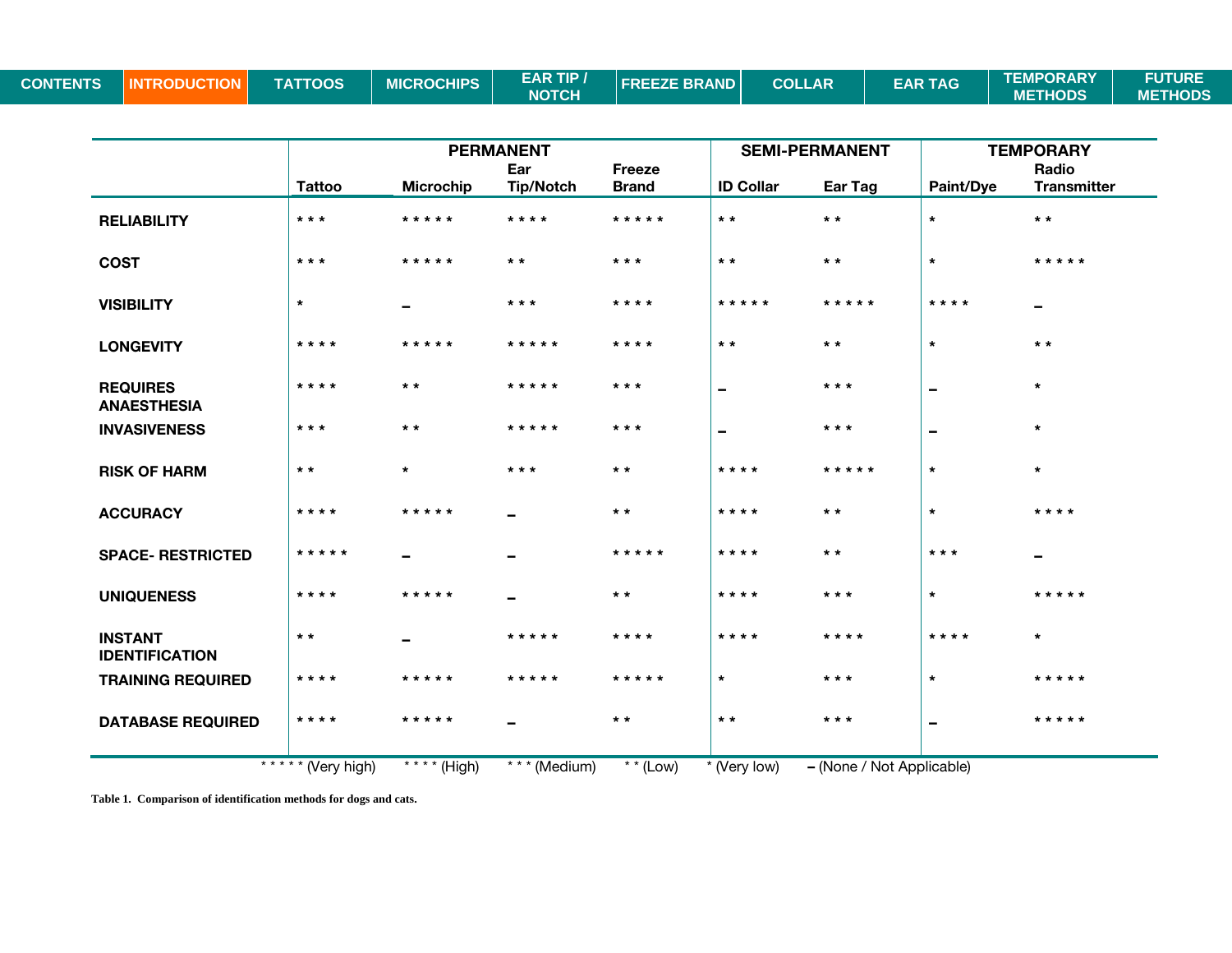| | PERMANENT | | | | SEMI-PERMANENT | | TEMPORARY | |
|---|---|---|---|---|---|---|---|---|
| | Tattoo | Microchip | Ear Tip/Notch | Freeze Brand | ID Collar | Ear Tag | Paint/Dye | Radio Transmitter |
| **RELIABILITY** | * * * | * * * * * | * * * * | * * * * * | * * | * * | * | * * |
| **COST** | * * * | * * * * * | * * | * * * | * * | * * | * | * * * * * |
| **VISIBILITY** | * | – | * * * | * * * * | * * * * * | * * * * * | * * * * | – |
| **LONGEVITY** | * * * * | * * * * * | * * * * * | * * * * | * * | * * | * | * * |
| **REQUIRES ANAESTHESIA** | * * * * | * * | * * * * * | * * * | – | * * * | – | * |
| **INVASIVENESS** | * * * | * * | * * * * * | * * * | – | * * * | – | * |
| **RISK OF HARM** | * * | * | * * * | * * | * * * * | * * * * * | * | * |
| **ACCURACY** | * * * * | * * * * * | – | * * | * * * * | * * | * | * * * * |
| **SPACE- RESTRICTED** | * * * * * | – | – | * * * * * | * * * * | * * | * * * | – |
| **UNIQUENESS** | * * * * | * * * * * | – | * * | * * * * | * * * | * | * * * * * |
| **INSTANT IDENTIFICATION** | * * | – | * * * * * | * * * * | * * * * | * * * * | * * * * | * |
| **TRAINING REQUIRED** | * * * * | * * * * * | * * * * * | * * * * * | * | * * * | * | * * * * * |
| **DATABASE REQUIRED** | * * * * | * * * * * | – | * * | * * | * * * | – | * * * * * |

* * * * * (Very high) * * * * (High) * * * (Medium) * * (Low) * (Very low) – (None / Not Applicable)

**Table 1. Comparison of identification methods for dogs and cats.**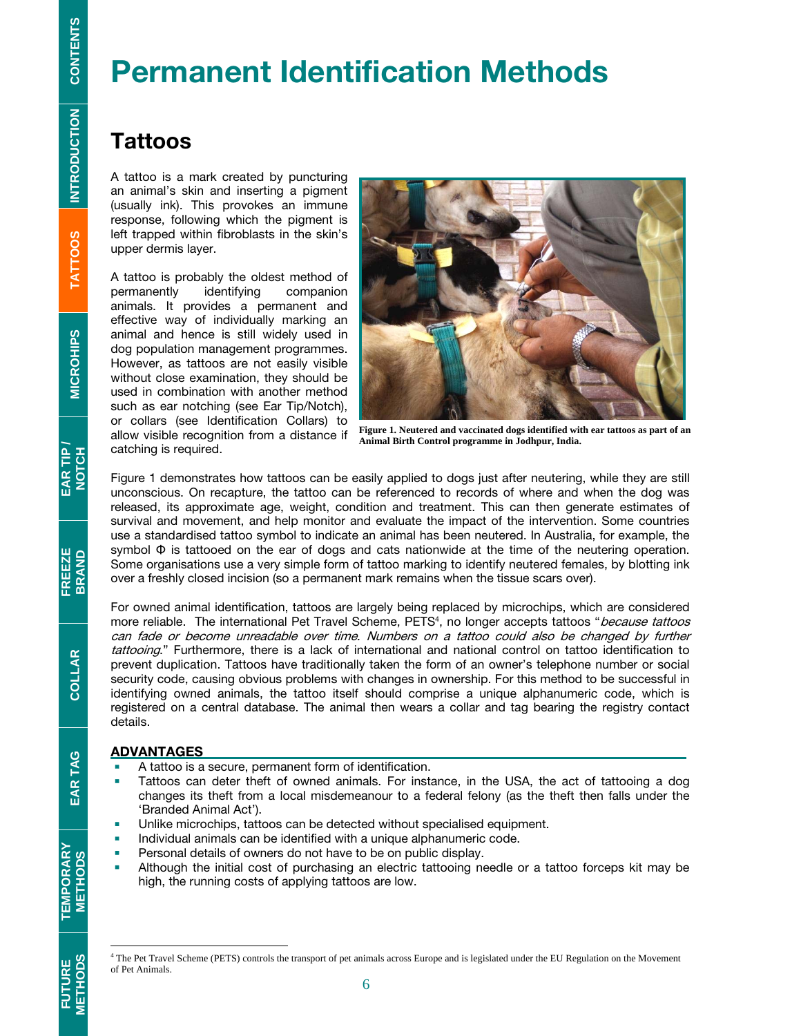# Permanent Identification Methods

## Tattoos

A tattoo is a mark created by puncturing an animal's skin and inserting a pigment (usually ink). This provokes an immune response, following which the pigment is left trapped within fibroblasts in the skin's upper dermis layer.

A tattoo is probably the oldest method of permanently identifying companion animals. It provides a permanent and effective way of individually marking an animal and hence is still widely used in dog population management programmes. However, as tattoos are not easily visible without close examination, they should be used in combination with another method such as ear notching (see Ear Tip/Notch), or collars (see Identification Collars) to allow visible recognition from a distance if catching is required.

**Figure 1. Neutered and vaccinated dogs identified with ear tattoos as part of an Animal Birth Control programme in Jodhpur, India.**

Figure 1 demonstrates how tattoos can be easily applied to dogs just after neutering, while they are still unconscious. On recapture, the tattoo can be referenced to records of where and when the dog was released, its approximate age, weight, condition and treatment. This can then generate estimates of survival and movement, and help monitor and evaluate the impact of the intervention. Some countries use a standardised tattoo symbol to indicate an animal has been neutered. In Australia, for example, the symbol Φ is tattooed on the ear of dogs and cats nationwide at the time of the neutering operation. Some organisations use a very simple form of tattoo marking to identify neutered females, by blotting ink over a freshly closed incision (so a permanent mark remains when the tissue scars over).

For owned animal identification, tattoos are largely being replaced by microchips, which are considered more reliable. The international Pet Travel Scheme, PETS[4], no longer accepts tattoos "*because tattoos can fade or become unreadable over time. Numbers on a tattoo could also be changed by further tattooing*." Furthermore, there is a lack of international and national control on tattoo identification to prevent duplication. Tattoos have traditionally taken the form of an owner's telephone number or social security code, causing obvious problems with changes in ownership. For this method to be successful in identifying owned animals, the tattoo itself should comprise a unique alphanumeric code, which is registered on a central database. The animal then wears a collar and tag bearing the registry contact details.

### ADVANTAGES

- A tattoo is a secure, permanent form of identification.
- Tattoos can deter theft of owned animals. For instance, in the USA, the act of tattooing a dog changes its theft from a local misdemeanour to a federal felony (as the theft then falls under the 'Branded Animal Act').
- Unlike microchips, tattoos can be detected without specialised equipment.
- Individual animals can be identified with a unique alphanumeric code.
- Personal details of owners do not have to be on public display.
- Although the initial cost of purchasing an electric tattooing needle or a tattoo forceps kit may be high, the running costs of applying tattoos are low.

---

[4] The Pet Travel Scheme (PETS) controls the transport of pet animals across Europe and is legislated under the EU Regulation on the Movement of Pet Animals.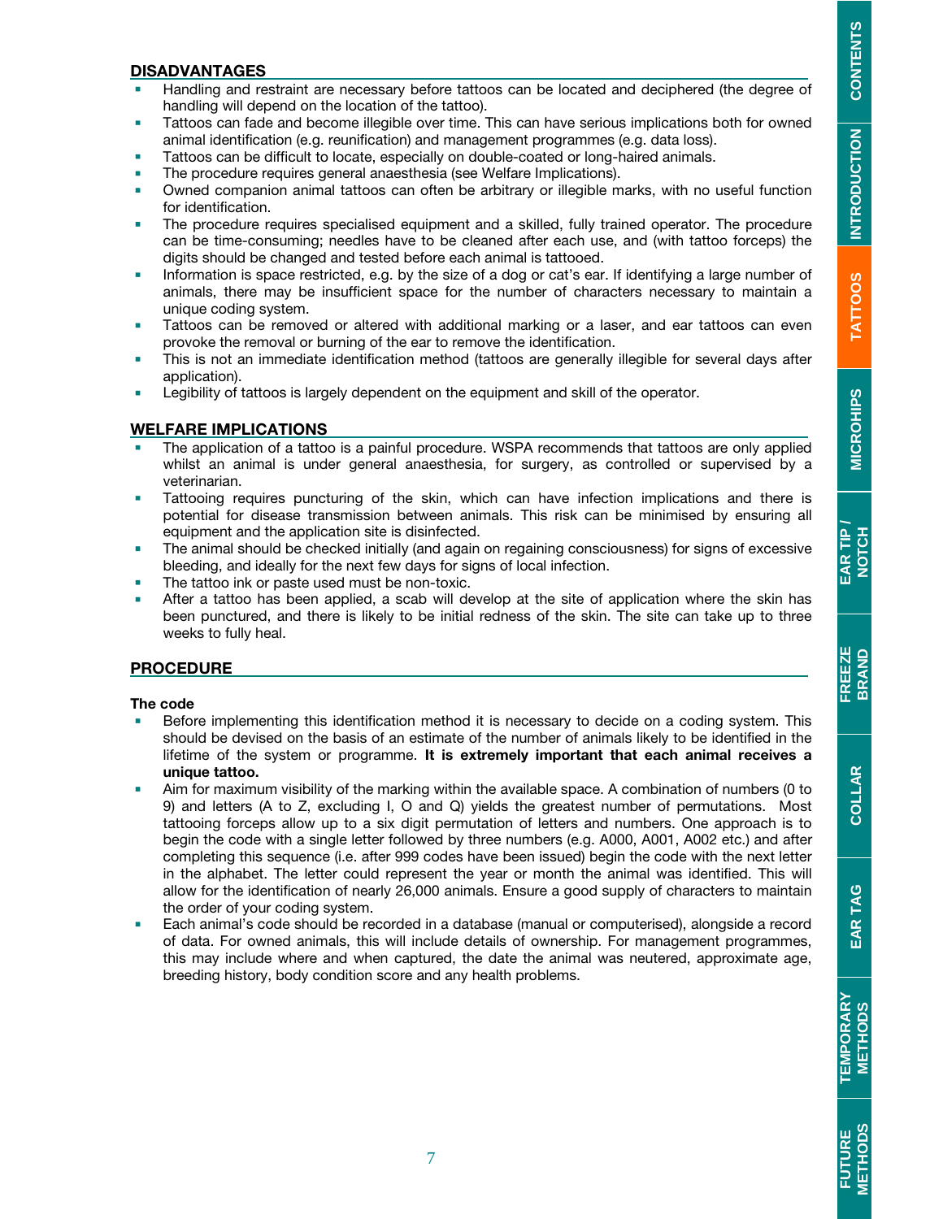## DISADVANTAGES

- Handling and restraint are necessary before tattoos can be located and deciphered (the degree of handling will depend on the location of the tattoo).
- Tattoos can fade and become illegible over time. This can have serious implications both for owned animal identification (e.g. reunification) and management programmes (e.g. data loss).
- Tattoos can be difficult to locate, especially on double-coated or long-haired animals.
- The procedure requires general anaesthesia (see Welfare Implications).
- Owned companion animal tattoos can often be arbitrary or illegible marks, with no useful function for identification.
- The procedure requires specialised equipment and a skilled, fully trained operator. The procedure can be time-consuming; needles have to be cleaned after each use, and (with tattoo forceps) the digits should be changed and tested before each animal is tattooed.
- Information is space restricted, e.g. by the size of a dog or cat's ear. If identifying a large number of animals, there may be insufficient space for the number of characters necessary to maintain a unique coding system.
- Tattoos can be removed or altered with additional marking or a laser, and ear tattoos can even provoke the removal or burning of the ear to remove the identification.
- This is not an immediate identification method (tattoos are generally illegible for several days after application).
- Legibility of tattoos is largely dependent on the equipment and skill of the operator.

## WELFARE IMPLICATIONS

- The application of a tattoo is a painful procedure. WSPA recommends that tattoos are only applied whilst an animal is under general anaesthesia, for surgery, as controlled or supervised by a veterinarian.
- Tattooing requires puncturing of the skin, which can have infection implications and there is potential for disease transmission between animals. This risk can be minimised by ensuring all equipment and the application site is disinfected.
- The animal should be checked initially (and again on regaining consciousness) for signs of excessive bleeding, and ideally for the next few days for signs of local infection.
- The tattoo ink or paste used must be non-toxic.
- After a tattoo has been applied, a scab will develop at the site of application where the skin has been punctured, and there is likely to be initial redness of the skin. The site can take up to three weeks to fully heal.

## PROCEDURE

### The code

- Before implementing this identification method it is necessary to decide on a coding system. This should be devised on the basis of an estimate of the number of animals likely to be identified in the lifetime of the system or programme. **It is extremely important that each animal receives a unique tattoo.**
- Aim for maximum visibility of the marking within the available space. A combination of numbers (0 to 9) and letters (A to Z, excluding I, O and Q) yields the greatest number of permutations. Most tattooing forceps allow up to a six digit permutation of letters and numbers. One approach is to begin the code with a single letter followed by three numbers (e.g. A000, A001, A002 etc.) and after completing this sequence (i.e. after 999 codes have been issued) begin the code with the next letter in the alphabet. The letter could represent the year or month the animal was identified. This will allow for the identification of nearly 26,000 animals. Ensure a good supply of characters to maintain the order of your coding system.
- Each animal's code should be recorded in a database (manual or computerised), alongside a record of data. For owned animals, this will include details of ownership. For management programmes, this may include where and when captured, the date the animal was neutered, approximate age, breeding history, body condition score and any health problems.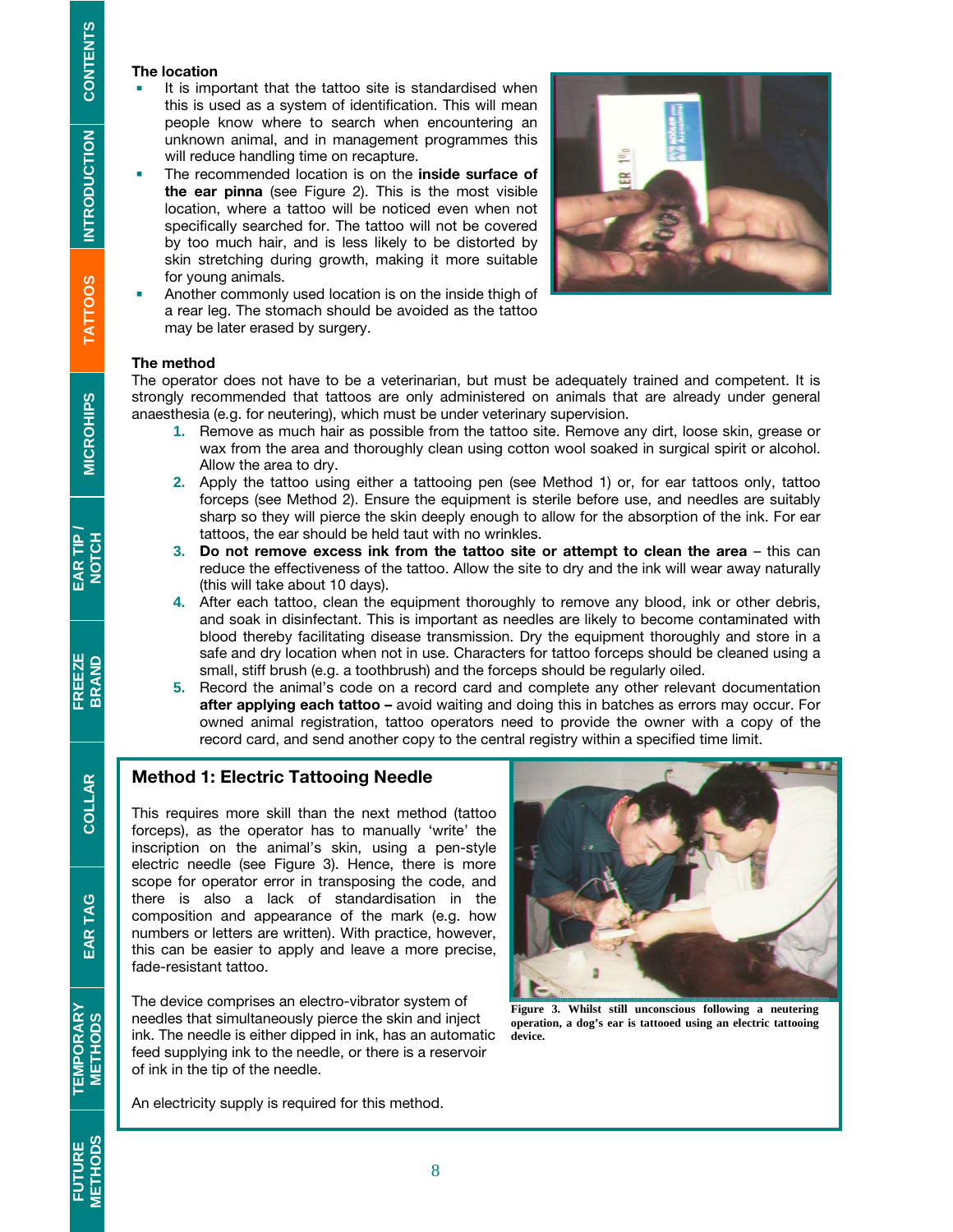### The location

- It is important that the tattoo site is standardised when this is used as a system of identification. This will mean people know where to search when encountering an unknown animal, and in management programmes this will reduce handling time on recapture.
- The recommended location is on the **inside surface of the ear pinna** (see Figure 2). This is the most visible location, where a tattoo will be noticed even when not specifically searched for. The tattoo will not be covered by too much hair, and is less likely to be distorted by skin stretching during growth, making it more suitable for young animals.
- Another commonly used location is on the inside thigh of a rear leg. The stomach should be avoided as the tattoo may be later erased by surgery.

### The method

The operator does not have to be a veterinarian, but must be adequately trained and competent. It is strongly recommended that tattoos are only administered on animals that are already under general anaesthesia (e.g. for neutering), which must be under veterinary supervision.

1. Remove as much hair as possible from the tattoo site. Remove any dirt, loose skin, grease or wax from the area and thoroughly clean using cotton wool soaked in surgical spirit or alcohol. Allow the area to dry.
2. Apply the tattoo using either a tattooing pen (see Method 1) or, for ear tattoos only, tattoo forceps (see Method 2). Ensure the equipment is sterile before use, and needles are suitably sharp so they will pierce the skin deeply enough to allow for the absorption of the ink. For ear tattoos, the ear should be held taut with no wrinkles.
3. **Do not remove excess ink from the tattoo site or attempt to clean the area** – this can reduce the effectiveness of the tattoo. Allow the site to dry and the ink will wear away naturally (this will take about 10 days).
4. After each tattoo, clean the equipment thoroughly to remove any blood, ink or other debris, and soak in disinfectant. This is important as needles are likely to become contaminated with blood thereby facilitating disease transmission. Dry the equipment thoroughly and store in a safe and dry location when not in use. Characters for tattoo forceps should be cleaned using a small, stiff brush (e.g. a toothbrush) and the forceps should be regularly oiled.
5. Record the animal's code on a record card and complete any other relevant documentation **after applying each tattoo –** avoid waiting and doing this in batches as errors may occur. For owned animal registration, tattoo operators need to provide the owner with a copy of the record card, and send another copy to the central registry within a specified time limit.

## Method 1: Electric Tattooing Needle

This requires more skill than the next method (tattoo forceps), as the operator has to manually 'write' the inscription on the animal's skin, using a pen-style electric needle (see Figure 3). Hence, there is more scope for operator error in transposing the code, and there is also a lack of standardisation in the composition and appearance of the mark (e.g. how numbers or letters are written). With practice, however, this can be easier to apply and leave a more precise, fade-resistant tattoo.

The device comprises an electro-vibrator system of needles that simultaneously pierce the skin and inject ink. The needle is either dipped in ink, has an automatic feed supplying ink to the needle, or there is a reservoir of ink in the tip of the needle.

An electricity supply is required for this method.

**Figure 3. Whilst still unconscious following a neutering operation, a dog's ear is tattooed using an electric tattooing device.**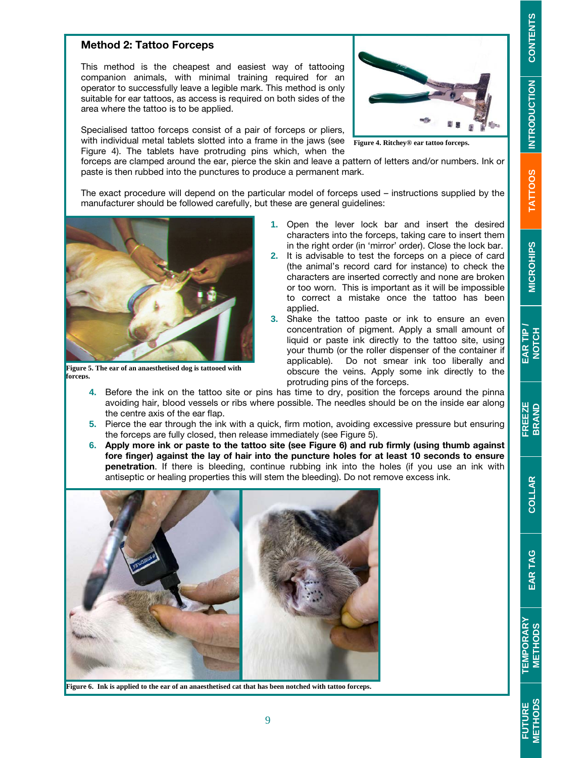## Method 2: Tattoo Forceps

This method is the cheapest and easiest way of tattooing companion animals, with minimal training required for an operator to successfully leave a legible mark. This method is only suitable for ear tattoos, as access is required on both sides of the area where the tattoo is to be applied.

Specialised tattoo forceps consist of a pair of forceps or pliers, with individual metal tablets slotted into a frame in the jaws (see Figure 4). The tablets have protruding pins which, when the forceps are clamped around the ear, pierce the skin and leave a pattern of letters and/or numbers. Ink or paste is then rubbed into the punctures to produce a permanent mark.

Figure 4. Ritchey® ear tattoo forceps.

The exact procedure will depend on the particular model of forceps used – instructions supplied by the manufacturer should be followed carefully, but these are general guidelines:

Figure 5. The ear of an anaesthetised dog is tattooed with forceps.

1. Open the lever lock bar and insert the desired characters into the forceps, taking care to insert them in the right order (in 'mirror' order). Close the lock bar.
2. It is advisable to test the forceps on a piece of card (the animal's record card for instance) to check the characters are inserted correctly and none are broken or too worn. This is important as it will be impossible to correct a mistake once the tattoo has been applied.
3. Shake the tattoo paste or ink to ensure an even concentration of pigment. Apply a small amount of liquid or paste ink directly to the tattoo site, using your thumb (or the roller dispenser of the container if applicable). Do not smear ink too liberally and obscure the veins. Apply some ink directly to the protruding pins of the forceps.
4. Before the ink on the tattoo site or pins has time to dry, position the forceps around the pinna avoiding hair, blood vessels or ribs where possible. The needles should be on the inside ear along the centre axis of the ear flap.
5. Pierce the ear through the ink with a quick, firm motion, avoiding excessive pressure but ensuring the forceps are fully closed, then release immediately (see Figure 5).
6. **Apply more ink or paste to the tattoo site (see Figure 6) and rub firmly (using thumb against fore finger) against the lay of hair into the puncture holes for at least 10 seconds to ensure penetration**. If there is bleeding, continue rubbing ink into the holes (if you use an ink with antiseptic or healing properties this will stem the bleeding). Do not remove excess ink.

Figure 6. Ink is applied to the ear of an anaesthetised cat that has been notched with tattoo forceps.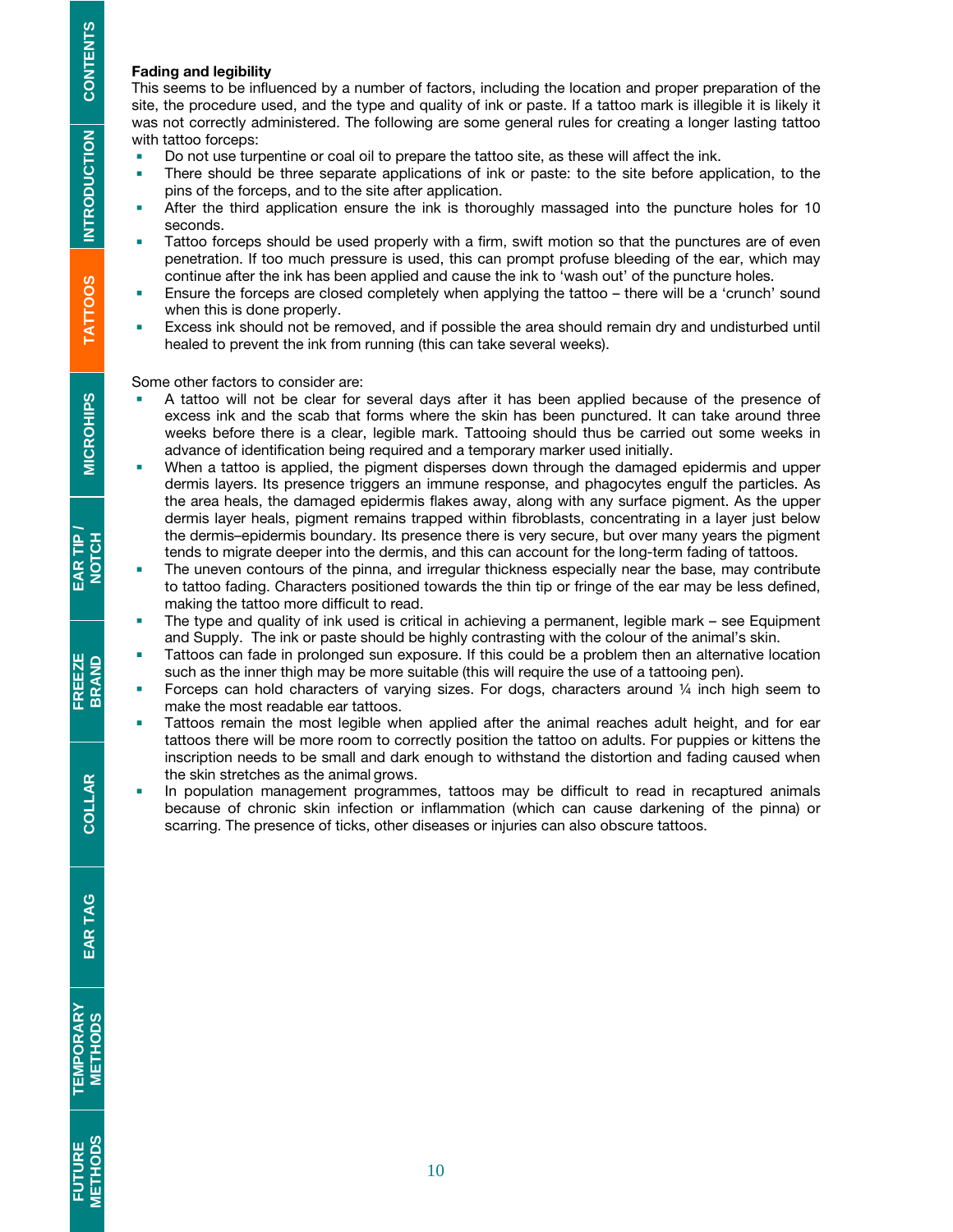**Fading and legibility**

This seems to be influenced by a number of factors, including the location and proper preparation of the site, the procedure used, and the type and quality of ink or paste. If a tattoo mark is illegible it is likely it was not correctly administered. The following are some general rules for creating a longer lasting tattoo with tattoo forceps:

- Do not use turpentine or coal oil to prepare the tattoo site, as these will affect the ink.
- There should be three separate applications of ink or paste: to the site before application, to the pins of the forceps, and to the site after application.
- After the third application ensure the ink is thoroughly massaged into the puncture holes for 10 seconds.
- Tattoo forceps should be used properly with a firm, swift motion so that the punctures are of even penetration. If too much pressure is used, this can prompt profuse bleeding of the ear, which may continue after the ink has been applied and cause the ink to 'wash out' of the puncture holes.
- Ensure the forceps are closed completely when applying the tattoo – there will be a 'crunch' sound when this is done properly.
- Excess ink should not be removed, and if possible the area should remain dry and undisturbed until healed to prevent the ink from running (this can take several weeks).

Some other factors to consider are:

- A tattoo will not be clear for several days after it has been applied because of the presence of excess ink and the scab that forms where the skin has been punctured. It can take around three weeks before there is a clear, legible mark. Tattooing should thus be carried out some weeks in advance of identification being required and a temporary marker used initially.
- When a tattoo is applied, the pigment disperses down through the damaged epidermis and upper dermis layers. Its presence triggers an immune response, and phagocytes engulf the particles. As the area heals, the damaged epidermis flakes away, along with any surface pigment. As the upper dermis layer heals, pigment remains trapped within fibroblasts, concentrating in a layer just below the dermis–epidermis boundary. Its presence there is very secure, but over many years the pigment tends to migrate deeper into the dermis, and this can account for the long-term fading of tattoos.
- The uneven contours of the pinna, and irregular thickness especially near the base, may contribute to tattoo fading. Characters positioned towards the thin tip or fringe of the ear may be less defined, making the tattoo more difficult to read.
- The type and quality of ink used is critical in achieving a permanent, legible mark – see Equipment and Supply. The ink or paste should be highly contrasting with the colour of the animal's skin.
- Tattoos can fade in prolonged sun exposure. If this could be a problem then an alternative location such as the inner thigh may be more suitable (this will require the use of a tattooing pen).
- Forceps can hold characters of varying sizes. For dogs, characters around ¼ inch high seem to make the most readable ear tattoos.
- Tattoos remain the most legible when applied after the animal reaches adult height, and for ear tattoos there will be more room to correctly position the tattoo on adults. For puppies or kittens the inscription needs to be small and dark enough to withstand the distortion and fading caused when the skin stretches as the animal grows.
- In population management programmes, tattoos may be difficult to read in recaptured animals because of chronic skin infection or inflammation (which can cause darkening of the pinna) or scarring. The presence of ticks, other diseases or injuries can also obscure tattoos.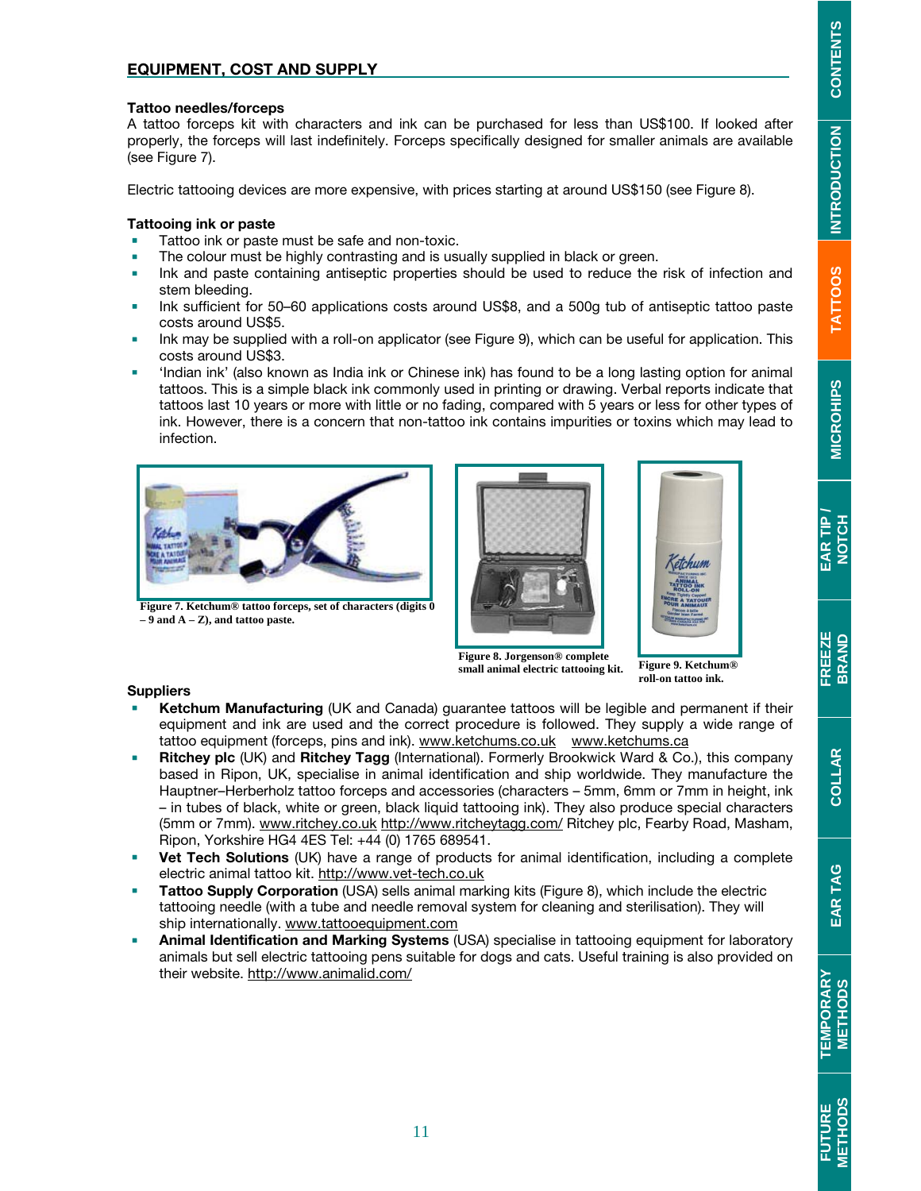## EQUIPMENT, COST AND SUPPLY

### Tattoo needles/forceps

A tattoo forceps kit with characters and ink can be purchased for less than US$100. If looked after properly, the forceps will last indefinitely. Forceps specifically designed for smaller animals are available (see Figure 7).

Electric tattooing devices are more expensive, with prices starting at around US$150 (see Figure 8).

### Tattooing ink or paste

- Tattoo ink or paste must be safe and non-toxic.
- The colour must be highly contrasting and is usually supplied in black or green.
- Ink and paste containing antiseptic properties should be used to reduce the risk of infection and stem bleeding.
- Ink sufficient for 50–60 applications costs around US$8, and a 500g tub of antiseptic tattoo paste costs around US$5.
- Ink may be supplied with a roll-on applicator (see Figure 9), which can be useful for application. This costs around US$3.
- 'Indian ink' (also known as India ink or Chinese ink) has found to be a long lasting option for animal tattoos. This is a simple black ink commonly used in printing or drawing. Verbal reports indicate that tattoos last 10 years or more with little or no fading, compared with 5 years or less for other types of ink. However, there is a concern that non-tattoo ink contains impurities or toxins which may lead to infection.

**Figure 7. Ketchum® tattoo forceps, set of characters (digits 0 – 9 and A – Z), and tattoo paste.**

**Figure 8. Jorgenson® complete small animal electric tattooing kit.**

**Figure 9. Ketchum® roll-on tattoo ink.**

### Suppliers

- **Ketchum Manufacturing** (UK and Canada) guarantee tattoos will be legible and permanent if their equipment and ink are used and the correct procedure is followed. They supply a wide range of tattoo equipment (forceps, pins and ink). www.ketchums.co.uk www.ketchums.ca
- **Ritchey plc** (UK) and **Ritchey Tagg** (International). Formerly Brookwick Ward & Co.), this company based in Ripon, UK, specialise in animal identification and ship worldwide. They manufacture the Hauptner–Herberholz tattoo forceps and accessories (characters – 5mm, 6mm or 7mm in height, ink – in tubes of black, white or green, black liquid tattooing ink). They also produce special characters (5mm or 7mm). www.ritchey.co.uk http://www.ritcheytagg.com/ Ritchey plc, Fearby Road, Masham, Ripon, Yorkshire HG4 4ES Tel: +44 (0) 1765 689541.
- **Vet Tech Solutions** (UK) have a range of products for animal identification, including a complete electric animal tattoo kit. http://www.vet-tech.co.uk
- **Tattoo Supply Corporation** (USA) sells animal marking kits (Figure 8), which include the electric tattooing needle (with a tube and needle removal system for cleaning and sterilisation). They will ship internationally. www.tattooequipment.com
- **Animal Identification and Marking Systems** (USA) specialise in tattooing equipment for laboratory animals but sell electric tattooing pens suitable for dogs and cats. Useful training is also provided on their website. http://www.animalid.com/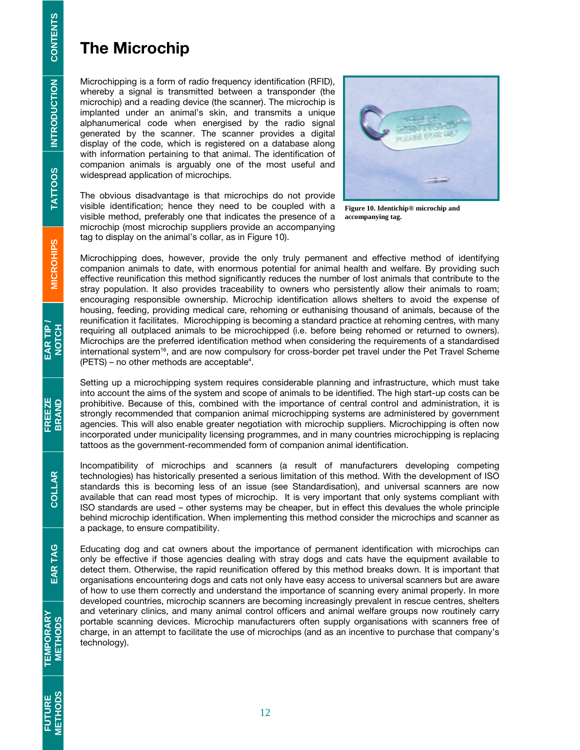# The Microchip

Microchipping is a form of radio frequency identification (RFID), whereby a signal is transmitted between a transponder (the microchip) and a reading device (the scanner). The microchip is implanted under an animal's skin, and transmits a unique alphanumerical code when energised by the radio signal generated by the scanner. The scanner provides a digital display of the code, which is registered on a database along with information pertaining to that animal. The identification of companion animals is arguably one of the most useful and widespread application of microchips.

The obvious disadvantage is that microchips do not provide visible identification; hence they need to be coupled with a visible method, preferably one that indicates the presence of a microchip (most microchip suppliers provide an accompanying tag to display on the animal's collar, as in Figure 10).

**Figure 10. Identichip® microchip and accompanying tag.**

Microchipping does, however, provide the only truly permanent and effective method of identifying companion animals to date, with enormous potential for animal health and welfare. By providing such effective reunification this method significantly reduces the number of lost animals that contribute to the stray population. It also provides traceability to owners who persistently allow their animals to roam; encouraging responsible ownership. Microchip identification allows shelters to avoid the expense of housing, feeding, providing medical care, rehoming or euthanising thousand of animals, because of the reunification it facilitates. Microchipping is becoming a standard practice at rehoming centres, with many requiring all outplaced animals to be microchipped (i.e. before being rehomed or returned to owners). Microchips are the preferred identification method when considering the requirements of a standardised international system[16], and are now compulsory for cross-border pet travel under the Pet Travel Scheme (PETS) – no other methods are acceptable[4].

Setting up a microchipping system requires considerable planning and infrastructure, which must take into account the aims of the system and scope of animals to be identified. The high start-up costs can be prohibitive. Because of this, combined with the importance of central control and administration, it is strongly recommended that companion animal microchipping systems are administered by government agencies. This will also enable greater negotiation with microchip suppliers. Microchipping is often now incorporated under municipality licensing programmes, and in many countries microchipping is replacing tattoos as the government-recommended form of companion animal identification.

Incompatibility of microchips and scanners (a result of manufacturers developing competing technologies) has historically presented a serious limitation of this method. With the development of ISO standards this is becoming less of an issue (see Standardisation), and universal scanners are now available that can read most types of microchip. It is very important that only systems compliant with ISO standards are used – other systems may be cheaper, but in effect this devalues the whole principle behind microchip identification. When implementing this method consider the microchips and scanner as a package, to ensure compatibility.

Educating dog and cat owners about the importance of permanent identification with microchips can only be effective if those agencies dealing with stray dogs and cats have the equipment available to detect them. Otherwise, the rapid reunification offered by this method breaks down. It is important that organisations encountering dogs and cats not only have easy access to universal scanners but are aware of how to use them correctly and understand the importance of scanning every animal properly. In more developed countries, microchip scanners are becoming increasingly prevalent in rescue centres, shelters and veterinary clinics, and many animal control officers and animal welfare groups now routinely carry portable scanning devices. Microchip manufacturers often supply organisations with scanners free of charge, in an attempt to facilitate the use of microchips (and as an incentive to purchase that company's technology).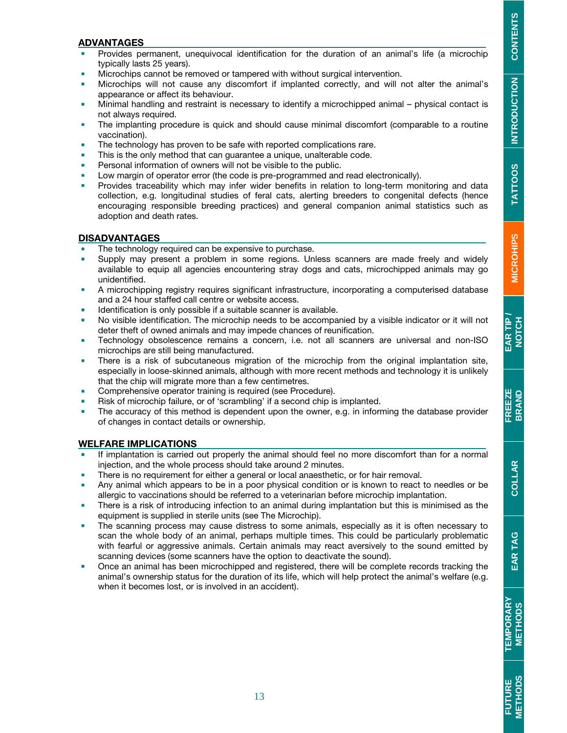## ADVANTAGES

- Provides permanent, unequivocal identification for the duration of an animal's life (a microchip typically lasts 25 years).
- Microchips cannot be removed or tampered with without surgical intervention.
- Microchips will not cause any discomfort if implanted correctly, and will not alter the animal's appearance or affect its behaviour.
- Minimal handling and restraint is necessary to identify a microchipped animal – physical contact is not always required.
- The implanting procedure is quick and should cause minimal discomfort (comparable to a routine vaccination).
- The technology has proven to be safe with reported complications rare.
- This is the only method that can guarantee a unique, unalterable code.
- Personal information of owners will not be visible to the public.
- Low margin of operator error (the code is pre-programmed and read electronically).
- Provides traceability which may infer wider benefits in relation to long-term monitoring and data collection, e.g. longitudinal studies of feral cats, alerting breeders to congenital defects (hence encouraging responsible breeding practices) and general companion animal statistics such as adoption and death rates.

## DISADVANTAGES

- The technology required can be expensive to purchase.
- Supply may present a problem in some regions. Unless scanners are made freely and widely available to equip all agencies encountering stray dogs and cats, microchipped animals may go unidentified.
- A microchipping registry requires significant infrastructure, incorporating a computerised database and a 24 hour staffed call centre or website access.
- Identification is only possible if a suitable scanner is available.
- No visible identification. The microchip needs to be accompanied by a visible indicator or it will not deter theft of owned animals and may impede chances of reunification.
- Technology obsolescence remains a concern, i.e. not all scanners are universal and non-ISO microchips are still being manufactured.
- There is a risk of subcutaneous migration of the microchip from the original implantation site, especially in loose-skinned animals, although with more recent methods and technology it is unlikely that the chip will migrate more than a few centimetres.
- Comprehensive operator training is required (see Procedure).
- Risk of microchip failure, or of 'scrambling' if a second chip is implanted.
- The accuracy of this method is dependent upon the owner, e.g. in informing the database provider of changes in contact details or ownership.

## WELFARE IMPLICATIONS

- If implantation is carried out properly the animal should feel no more discomfort than for a normal injection, and the whole process should take around 2 minutes.
- There is no requirement for either a general or local anaesthetic, or for hair removal.
- Any animal which appears to be in a poor physical condition or is known to react to needles or be allergic to vaccinations should be referred to a veterinarian before microchip implantation.
- There is a risk of introducing infection to an animal during implantation but this is minimised as the equipment is supplied in sterile units (see The Microchip).
- The scanning process may cause distress to some animals, especially as it is often necessary to scan the whole body of an animal, perhaps multiple times. This could be particularly problematic with fearful or aggressive animals. Certain animals may react aversively to the sound emitted by scanning devices (some scanners have the option to deactivate the sound).
- Once an animal has been microchipped and registered, there will be complete records tracking the animal's ownership status for the duration of its life, which will help protect the animal's welfare (e.g. when it becomes lost, or is involved in an accident).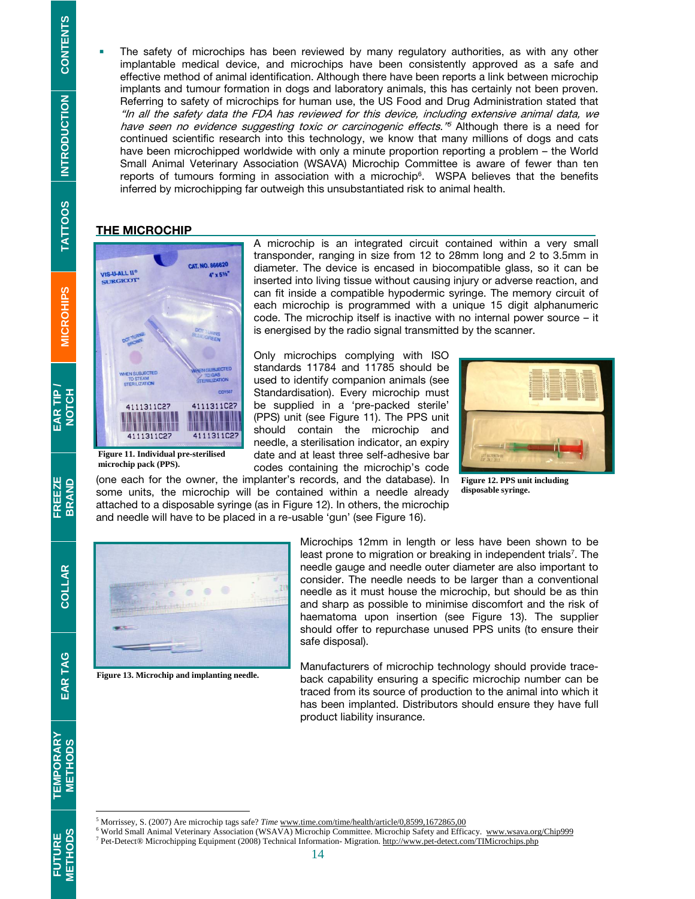- The safety of microchips has been reviewed by many regulatory authorities, as with any other implantable medical device, and microchips have been consistently approved as a safe and effective method of animal identification. Although there have been reports a link between microchip implants and tumour formation in dogs and laboratory animals, this has certainly not been proven. Referring to safety of microchips for human use, the US Food and Drug Administration stated that *"In all the safety data the FDA has reviewed for this device, including extensive animal data, we have seen no evidence suggesting toxic or carcinogenic effects."*[5] Although there is a need for continued scientific research into this technology, we know that many millions of dogs and cats have been microchipped worldwide with only a minute proportion reporting a problem – the World Small Animal Veterinary Association (WSAVA) Microchip Committee is aware of fewer than ten reports of tumours forming in association with a microchip[6]. WSPA believes that the benefits inferred by microchipping far outweigh this unsubstantiated risk to animal health.

## THE MICROCHIP

A microchip is an integrated circuit contained within a very small transponder, ranging in size from 12 to 28mm long and 2 to 3.5mm in diameter. The device is encased in biocompatible glass, so it can be inserted into living tissue without causing injury or adverse reaction, and can fit inside a compatible hypodermic syringe. The memory circuit of each microchip is programmed with a unique 15 digit alphanumeric code. The microchip itself is inactive with no internal power source – it is energised by the radio signal transmitted by the scanner.

**Figure 11. Individual pre-sterilised microchip pack (PPS).**

Only microchips complying with ISO standards 11784 and 11785 should be used to identify companion animals (see Standardisation). Every microchip must be supplied in a 'pre-packed sterile' (PPS) unit (see Figure 11). The PPS unit should contain the microchip and needle, a sterilisation indicator, an expiry date and at least three self-adhesive bar codes containing the microchip's code (one each for the owner, the implanter's records, and the database). In some units, the microchip will be contained within a needle already attached to a disposable syringe (as in Figure 12). In others, the microchip and needle will have to be placed in a re-usable 'gun' (see Figure 16).

**Figure 12. PPS unit including disposable syringe.**

**Figure 13. Microchip and implanting needle.**

Microchips 12mm in length or less have been shown to be least prone to migration or breaking in independent trials[7]. The needle gauge and needle outer diameter are also important to consider. The needle needs to be larger than a conventional needle as it must house the microchip, but should be as thin and sharp as possible to minimise discomfort and the risk of haematoma upon insertion (see Figure 13). The supplier should offer to repurchase unused PPS units (to ensure their safe disposal).

Manufacturers of microchip technology should provide trace-back capability ensuring a specific microchip number can be traced from its source of production to the animal into which it has been implanted. Distributors should ensure they have full product liability insurance.

---

[5] Morrissey, S. (2007) Are microchip tags safe? *Time* www.time.com/time/health/article/0,8599,1672865,00

[6] World Small Animal Veterinary Association (WSAVA) Microchip Committee. Microchip Safety and Efficacy. www.wsava.org/Chip999

[7] Pet-Detect® Microchipping Equipment (2008) Technical Information- Migration. http://www.pet-detect.com/TIMicrochips.php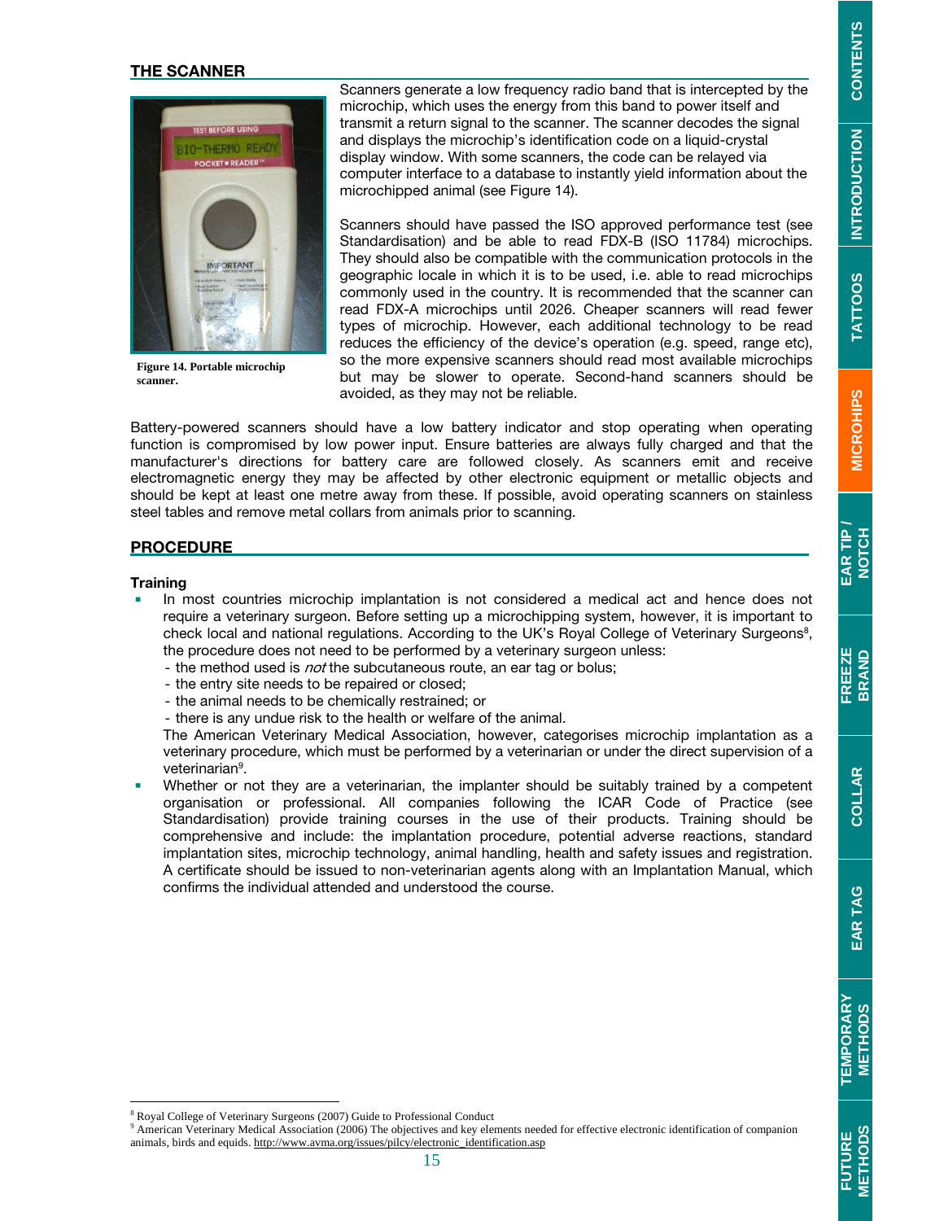## THE SCANNER

Figure 14. Portable microchip scanner.

Scanners generate a low frequency radio band that is intercepted by the microchip, which uses the energy from this band to power itself and transmit a return signal to the scanner. The scanner decodes the signal and displays the microchip's identification code on a liquid-crystal display window. With some scanners, the code can be relayed via computer interface to a database to instantly yield information about the microchipped animal (see Figure 14).

Scanners should have passed the ISO approved performance test (see Standardisation) and be able to read FDX-B (ISO 11784) microchips. They should also be compatible with the communication protocols in the geographic locale in which it is to be used, i.e. able to read microchips commonly used in the country. It is recommended that the scanner can read FDX-A microchips until 2026. Cheaper scanners will read fewer types of microchip. However, each additional technology to be read reduces the efficiency of the device's operation (e.g. speed, range etc), so the more expensive scanners should read most available microchips but may be slower to operate. Second-hand scanners should be avoided, as they may not be reliable.

Battery-powered scanners should have a low battery indicator and stop operating when operating function is compromised by low power input. Ensure batteries are always fully charged and that the manufacturer's directions for battery care are followed closely. As scanners emit and receive electromagnetic energy they may be affected by other electronic equipment or metallic objects and should be kept at least one metre away from these. If possible, avoid operating scanners on stainless steel tables and remove metal collars from animals prior to scanning.

## PROCEDURE

### Training

- In most countries microchip implantation is not considered a medical act and hence does not require a veterinary surgeon. Before setting up a microchipping system, however, it is important to check local and national regulations. According to the UK's Royal College of Veterinary Surgeons[8], the procedure does not need to be performed by a veterinary surgeon unless:
  - the method used is *not* the subcutaneous route, an ear tag or bolus;
  - the entry site needs to be repaired or closed;
  - the animal needs to be chemically restrained; or
  - there is any undue risk to the health or welfare of the animal.

  The American Veterinary Medical Association, however, categorises microchip implantation as a veterinary procedure, which must be performed by a veterinarian or under the direct supervision of a veterinarian[9].
- Whether or not they are a veterinarian, the implanter should be suitably trained by a competent organisation or professional. All companies following the ICAR Code of Practice (see Standardisation) provide training courses in the use of their products. Training should be comprehensive and include: the implantation procedure, potential adverse reactions, standard implantation sites, microchip technology, animal handling, health and safety issues and registration. A certificate should be issued to non-veterinarian agents along with an Implantation Manual, which confirms the individual attended and understood the course.

---

[8] Royal College of Veterinary Surgeons (2007) Guide to Professional Conduct

[9] American Veterinary Medical Association (2006) The objectives and key elements needed for effective electronic identification of companion animals, birds and equids. http://www.avma.org/issues/pilcy/electronic_identification.asp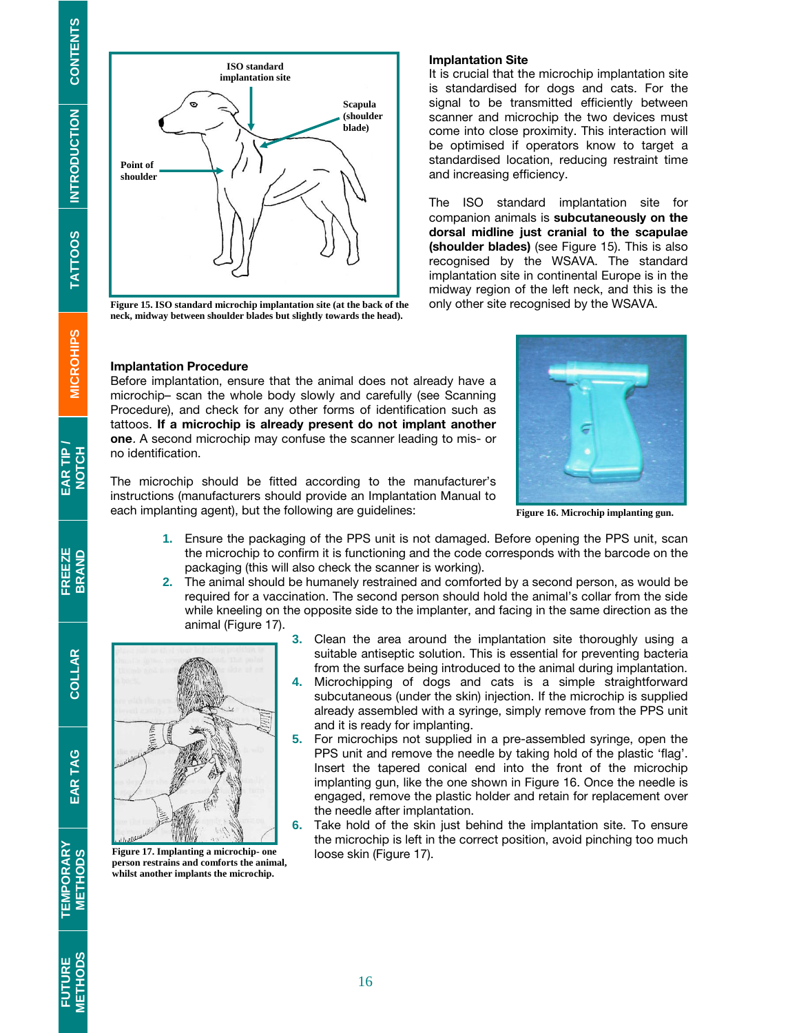ISO standard implantation site

Scapula (shoulder blade)

Point of shoulder

Figure 15. ISO standard microchip implantation site (at the back of the neck, midway between shoulder blades but slightly towards the head).

### Implantation Site

It is crucial that the microchip implantation site is standardised for dogs and cats. For the signal to be transmitted efficiently between scanner and microchip the two devices must come into close proximity. This interaction will be optimised if operators know to target a standardised location, reducing restraint time and increasing efficiency.

The ISO standard implantation site for companion animals is **subcutaneously on the dorsal midline just cranial to the scapulae (shoulder blades)** (see Figure 15). This is also recognised by the WSAVA. The standard implantation site in continental Europe is in the midway region of the left neck, and this is the only other site recognised by the WSAVA.

### Implantation Procedure

Before implantation, ensure that the animal does not already have a microchip– scan the whole body slowly and carefully (see Scanning Procedure), and check for any other forms of identification such as tattoos. **If a microchip is already present do not implant another one**. A second microchip may confuse the scanner leading to mis- or no identification.

The microchip should be fitted according to the manufacturer's instructions (manufacturers should provide an Implantation Manual to each implanting agent), but the following are guidelines:

Figure 16. Microchip implanting gun.

1. Ensure the packaging of the PPS unit is not damaged. Before opening the PPS unit, scan the microchip to confirm it is functioning and the code corresponds with the barcode on the packaging (this will also check the scanner is working).
2. The animal should be humanely restrained and comforted by a second person, as would be required for a vaccination. The second person should hold the animal's collar from the side while kneeling on the opposite side to the implanter, and facing in the same direction as the animal (Figure 17).
3. Clean the area around the implantation site thoroughly using a suitable antiseptic solution. This is essential for preventing bacteria from the surface being introduced to the animal during implantation.
4. Microchipping of dogs and cats is a simple straightforward subcutaneous (under the skin) injection. If the microchip is supplied already assembled with a syringe, simply remove from the PPS unit and it is ready for implanting.
5. For microchips not supplied in a pre-assembled syringe, open the PPS unit and remove the needle by taking hold of the plastic 'flag'. Insert the tapered conical end into the front of the microchip implanting gun, like the one shown in Figure 16. Once the needle is engaged, remove the plastic holder and retain for replacement over the needle after implantation.
6. Take hold of the skin just behind the implantation site. To ensure the microchip is left in the correct position, avoid pinching too much loose skin (Figure 17).

Figure 17. Implanting a microchip- one person restrains and comforts the animal, whilst another implants the microchip.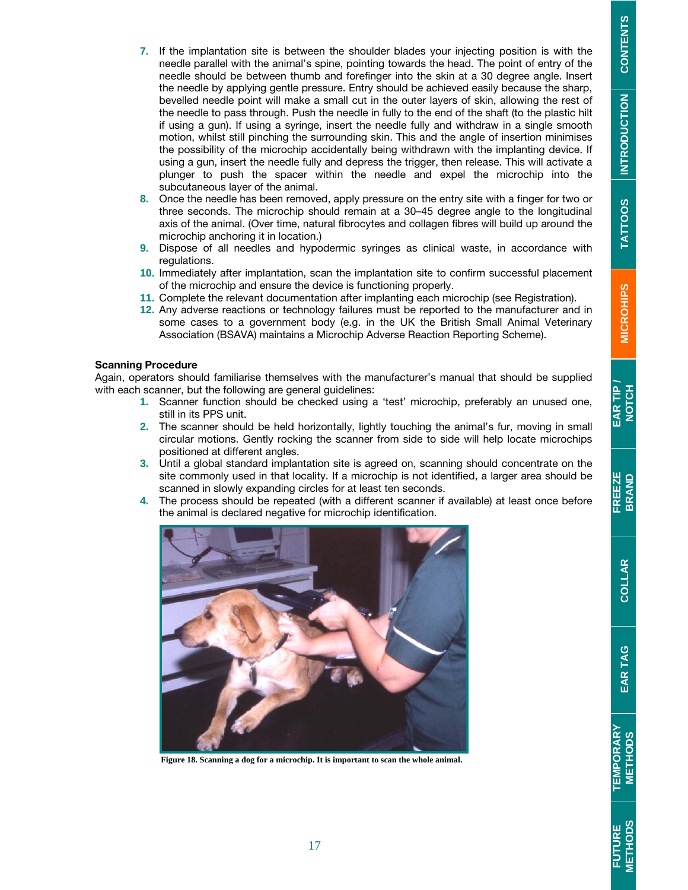7. If the implantation site is between the shoulder blades your injecting position is with the needle parallel with the animal's spine, pointing towards the head. The point of entry of the needle should be between thumb and forefinger into the skin at a 30 degree angle. Insert the needle by applying gentle pressure. Entry should be achieved easily because the sharp, bevelled needle point will make a small cut in the outer layers of skin, allowing the rest of the needle to pass through. Push the needle in fully to the end of the shaft (to the plastic hilt if using a gun). If using a syringe, insert the needle fully and withdraw in a single smooth motion, whilst still pinching the surrounding skin. This and the angle of insertion minimises the possibility of the microchip accidentally being withdrawn with the implanting device. If using a gun, insert the needle fully and depress the trigger, then release. This will activate a plunger to push the spacer within the needle and expel the microchip into the subcutaneous layer of the animal.
8. Once the needle has been removed, apply pressure on the entry site with a finger for two or three seconds. The microchip should remain at a 30–45 degree angle to the longitudinal axis of the animal. (Over time, natural fibrocytes and collagen fibres will build up around the microchip anchoring it in location.)
9. Dispose of all needles and hypodermic syringes as clinical waste, in accordance with regulations.
10. Immediately after implantation, scan the implantation site to confirm successful placement of the microchip and ensure the device is functioning properly.
11. Complete the relevant documentation after implanting each microchip (see Registration).
12. Any adverse reactions or technology failures must be reported to the manufacturer and in some cases to a government body (e.g. in the UK the British Small Animal Veterinary Association (BSAVA) maintains a Microchip Adverse Reaction Reporting Scheme).

**Scanning Procedure**

Again, operators should familiarise themselves with the manufacturer's manual that should be supplied with each scanner, but the following are general guidelines:

1. Scanner function should be checked using a 'test' microchip, preferably an unused one, still in its PPS unit.
2. The scanner should be held horizontally, lightly touching the animal's fur, moving in small circular motions. Gently rocking the scanner from side to side will help locate microchips positioned at different angles.
3. Until a global standard implantation site is agreed on, scanning should concentrate on the site commonly used in that locality. If a microchip is not identified, a larger area should be scanned in slowly expanding circles for at least ten seconds.
4. The process should be repeated (with a different scanner if available) at least once before the animal is declared negative for microchip identification.

**Figure 18. Scanning a dog for a microchip. It is important to scan the whole animal.**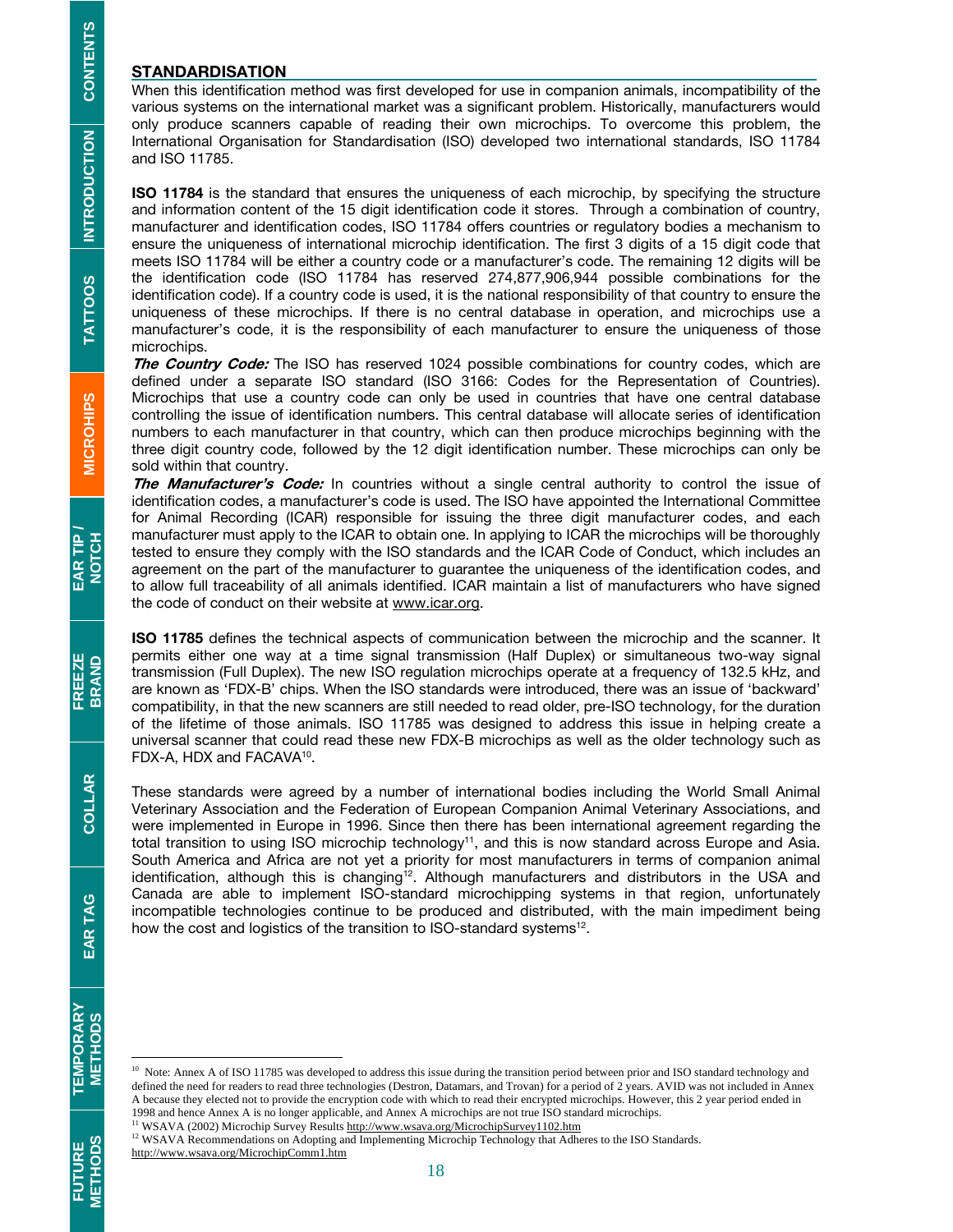## STANDARDISATION

When this identification method was first developed for use in companion animals, incompatibility of the various systems on the international market was a significant problem. Historically, manufacturers would only produce scanners capable of reading their own microchips. To overcome this problem, the International Organisation for Standardisation (ISO) developed two international standards, ISO 11784 and ISO 11785.

**ISO 11784** is the standard that ensures the uniqueness of each microchip, by specifying the structure and information content of the 15 digit identification code it stores. Through a combination of country, manufacturer and identification codes, ISO 11784 offers countries or regulatory bodies a mechanism to ensure the uniqueness of international microchip identification. The first 3 digits of a 15 digit code that meets ISO 11784 will be either a country code or a manufacturer's code. The remaining 12 digits will be the identification code (ISO 11784 has reserved 274,877,906,944 possible combinations for the identification code). If a country code is used, it is the national responsibility of that country to ensure the uniqueness of these microchips. If there is no central database in operation, and microchips use a manufacturer's code, it is the responsibility of each manufacturer to ensure the uniqueness of those microchips.

***The Country Code:*** The ISO has reserved 1024 possible combinations for country codes, which are defined under a separate ISO standard (ISO 3166: Codes for the Representation of Countries). Microchips that use a country code can only be used in countries that have one central database controlling the issue of identification numbers. This central database will allocate series of identification numbers to each manufacturer in that country, which can then produce microchips beginning with the three digit country code, followed by the 12 digit identification number. These microchips can only be sold within that country.

***The Manufacturer's Code:*** In countries without a single central authority to control the issue of identification codes, a manufacturer's code is used. The ISO have appointed the International Committee for Animal Recording (ICAR) responsible for issuing the three digit manufacturer codes, and each manufacturer must apply to the ICAR to obtain one. In applying to ICAR the microchips will be thoroughly tested to ensure they comply with the ISO standards and the ICAR Code of Conduct, which includes an agreement on the part of the manufacturer to guarantee the uniqueness of the identification codes, and to allow full traceability of all animals identified. ICAR maintain a list of manufacturers who have signed the code of conduct on their website at www.icar.org.

**ISO 11785** defines the technical aspects of communication between the microchip and the scanner. It permits either one way at a time signal transmission (Half Duplex) or simultaneous two-way signal transmission (Full Duplex). The new ISO regulation microchips operate at a frequency of 132.5 kHz, and are known as 'FDX-B' chips. When the ISO standards were introduced, there was an issue of 'backward' compatibility, in that the new scanners are still needed to read older, pre-ISO technology, for the duration of the lifetime of those animals. ISO 11785 was designed to address this issue in helping create a universal scanner that could read these new FDX-B microchips as well as the older technology such as FDX-A, HDX and FACAVA[10].

These standards were agreed by a number of international bodies including the World Small Animal Veterinary Association and the Federation of European Companion Animal Veterinary Associations, and were implemented in Europe in 1996. Since then there has been international agreement regarding the total transition to using ISO microchip technology[11], and this is now standard across Europe and Asia. South America and Africa are not yet a priority for most manufacturers in terms of companion animal identification, although this is changing[12]. Although manufacturers and distributors in the USA and Canada are able to implement ISO-standard microchipping systems in that region, unfortunately incompatible technologies continue to be produced and distributed, with the main impediment being how the cost and logistics of the transition to ISO-standard systems[12].

---

[10] Note: Annex A of ISO 11785 was developed to address this issue during the transition period between prior and ISO standard technology and defined the need for readers to read three technologies (Destron, Datamars, and Trovan) for a period of 2 years. AVID was not included in Annex A because they elected not to provide the encryption code with which to read their encrypted microchips. However, this 2 year period ended in 1998 and hence Annex A is no longer applicable, and Annex A microchips are not true ISO standard microchips.

[11] WSAVA (2002) Microchip Survey Results http://www.wsava.org/MicrochipSurvey1102.htm

[12] WSAVA Recommendations on Adopting and Implementing Microchip Technology that Adheres to the ISO Standards. http://www.wsava.org/MicrochipComm1.htm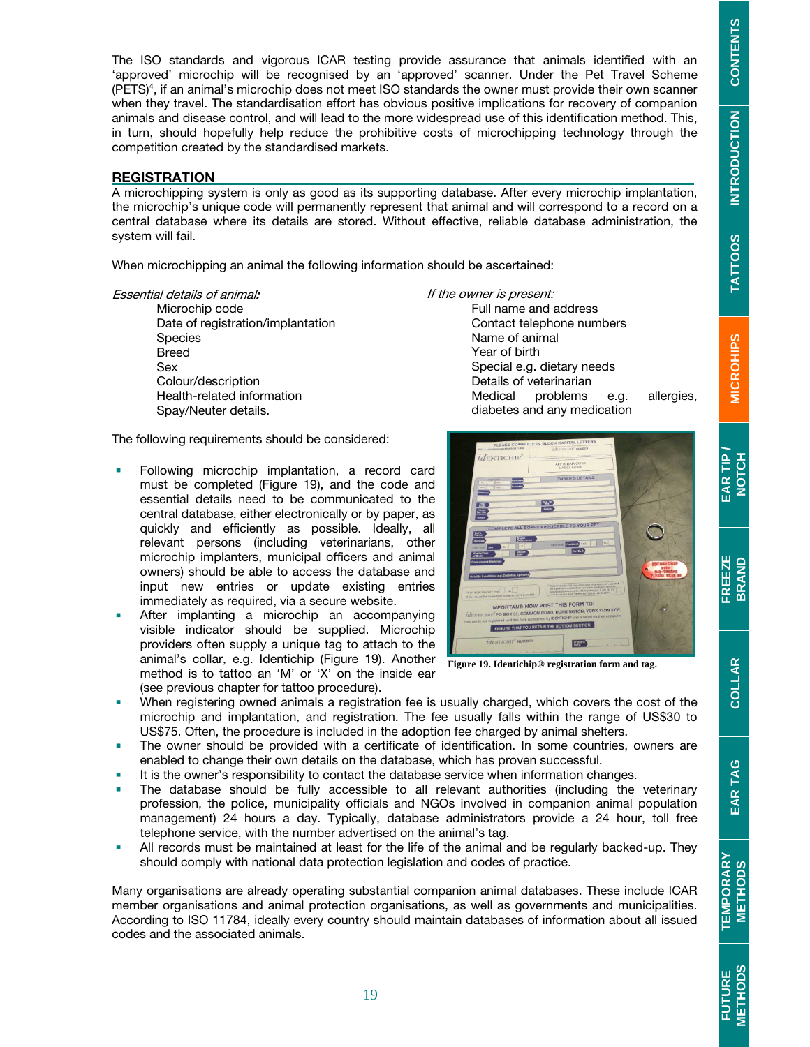The ISO standards and vigorous ICAR testing provide assurance that animals identified with an 'approved' microchip will be recognised by an 'approved' scanner. Under the Pet Travel Scheme (PETS)[4], if an animal's microchip does not meet ISO standards the owner must provide their own scanner when they travel. The standardisation effort has obvious positive implications for recovery of companion animals and disease control, and will lead to the more widespread use of this identification method. This, in turn, should hopefully help reduce the prohibitive costs of microchipping technology through the competition created by the standardised markets.

## REGISTRATION

A microchipping system is only as good as its supporting database. After every microchip implantation, the microchip's unique code will permanently represent that animal and will correspond to a record on a central database where its details are stored. Without effective, reliable database administration, the system will fail.

When microchipping an animal the following information should be ascertained:

*Essential details of animal:*

- Microchip code
- Date of registration/implantation
- Species
- Breed
- Sex
- Colour/description
- Health-related information
- Spay/Neuter details.

*If the owner is present:*

- Full name and address
- Contact telephone numbers
- Name of animal
- Year of birth
- Special e.g. dietary needs
- Details of veterinarian
- Medical problems e.g. allergies, diabetes and any medication

The following requirements should be considered:

- Following microchip implantation, a record card must be completed (Figure 19), and the code and essential details need to be communicated to the central database, either electronically or by paper, as quickly and efficiently as possible. Ideally, all relevant persons (including veterinarians, other microchip implanters, municipal officers and animal owners) should be able to access the database and input new entries or update existing entries immediately as required, via a secure website.
- After implanting a microchip an accompanying visible indicator should be supplied. Microchip providers often supply a unique tag to attach to the animal's collar, e.g. Identichip (Figure 19). Another method is to tattoo an 'M' or 'X' on the inside ear (see previous chapter for tattoo procedure).
- When registering owned animals a registration fee is usually charged, which covers the cost of the microchip and implantation, and registration. The fee usually falls within the range of US$30 to US$75. Often, the procedure is included in the adoption fee charged by animal shelters.
- The owner should be provided with a certificate of identification. In some countries, owners are enabled to change their own details on the database, which has proven successful.
- It is the owner's responsibility to contact the database service when information changes.
- The database should be fully accessible to all relevant authorities (including the veterinary profession, the police, municipality officials and NGOs involved in companion animal population management) 24 hours a day. Typically, database administrators provide a 24 hour, toll free telephone service, with the number advertised on the animal's tag.
- All records must be maintained at least for the life of the animal and be regularly backed-up. They should comply with national data protection legislation and codes of practice.

**Figure 19. Identichip® registration form and tag.**

Many organisations are already operating substantial companion animal databases. These include ICAR member organisations and animal protection organisations, as well as governments and municipalities. According to ISO 11784, ideally every country should maintain databases of information about all issued codes and the associated animals.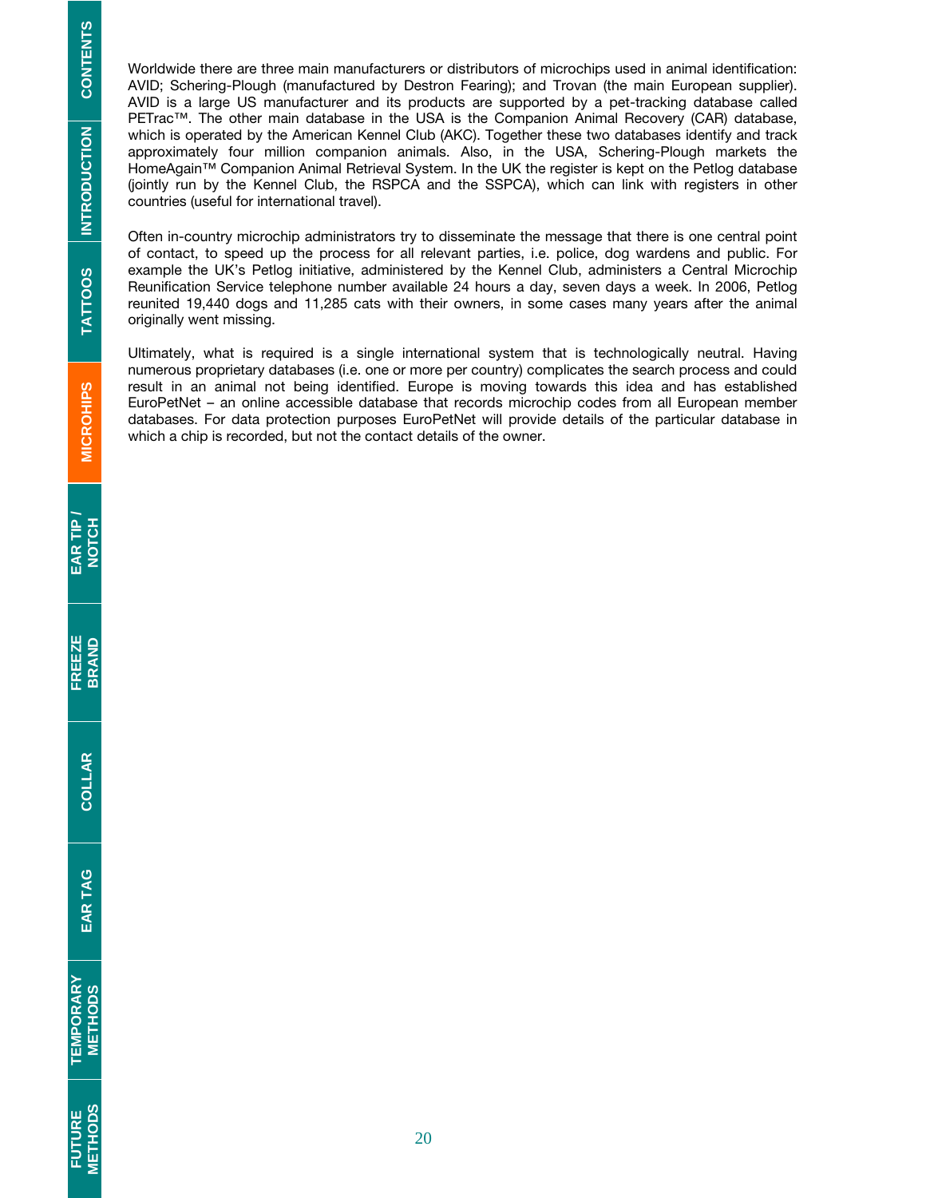Worldwide there are three main manufacturers or distributors of microchips used in animal identification: AVID; Schering-Plough (manufactured by Destron Fearing); and Trovan (the main European supplier). AVID is a large US manufacturer and its products are supported by a pet-tracking database called PETrac™. The other main database in the USA is the Companion Animal Recovery (CAR) database, which is operated by the American Kennel Club (AKC). Together these two databases identify and track approximately four million companion animals. Also, in the USA, Schering-Plough markets the HomeAgain™ Companion Animal Retrieval System. In the UK the register is kept on the Petlog database (jointly run by the Kennel Club, the RSPCA and the SSPCA), which can link with registers in other countries (useful for international travel).

Often in-country microchip administrators try to disseminate the message that there is one central point of contact, to speed up the process for all relevant parties, i.e. police, dog wardens and public. For example the UK's Petlog initiative, administered by the Kennel Club, administers a Central Microchip Reunification Service telephone number available 24 hours a day, seven days a week. In 2006, Petlog reunited 19,440 dogs and 11,285 cats with their owners, in some cases many years after the animal originally went missing.

Ultimately, what is required is a single international system that is technologically neutral. Having numerous proprietary databases (i.e. one or more per country) complicates the search process and could result in an animal not being identified. Europe is moving towards this idea and has established EuroPetNet – an online accessible database that records microchip codes from all European member databases. For data protection purposes EuroPetNet will provide details of the particular database in which a chip is recorded, but not the contact details of the owner.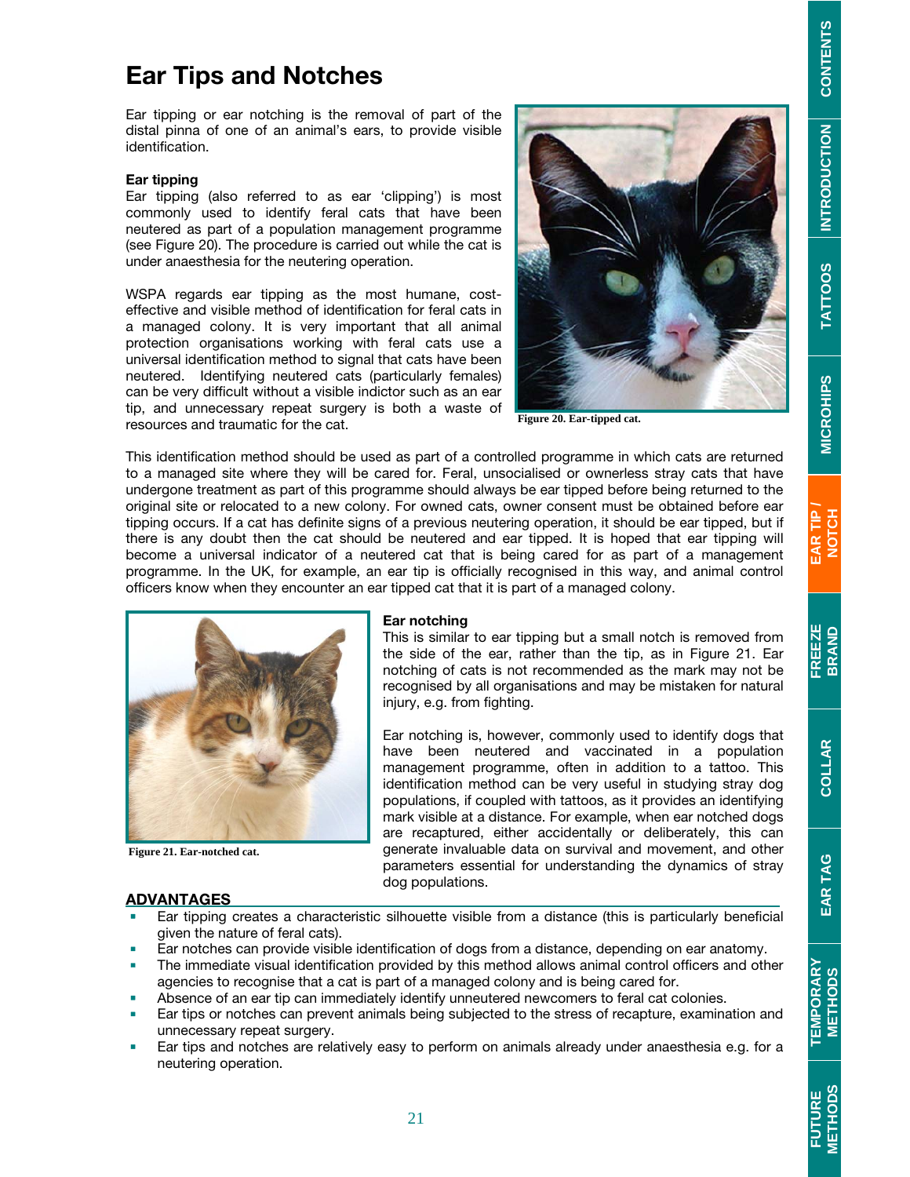# Ear Tips and Notches

Ear tipping or ear notching is the removal of part of the distal pinna of one of an animal's ears, to provide visible identification.

### Ear tipping

Ear tipping (also referred to as ear 'clipping') is most commonly used to identify feral cats that have been neutered as part of a population management programme (see Figure 20). The procedure is carried out while the cat is under anaesthesia for the neutering operation.

WSPA regards ear tipping as the most humane, cost-effective and visible method of identification for feral cats in a managed colony. It is very important that all animal protection organisations working with feral cats use a universal identification method to signal that cats have been neutered. Identifying neutered cats (particularly females) can be very difficult without a visible indictor such as an ear tip, and unnecessary repeat surgery is both a waste of resources and traumatic for the cat.

Figure 20. Ear-tipped cat.

This identification method should be used as part of a controlled programme in which cats are returned to a managed site where they will be cared for. Feral, unsocialised or ownerless stray cats that have undergone treatment as part of this programme should always be ear tipped before being returned to the original site or relocated to a new colony. For owned cats, owner consent must be obtained before ear tipping occurs. If a cat has definite signs of a previous neutering operation, it should be ear tipped, but if there is any doubt then the cat should be neutered and ear tipped. It is hoped that ear tipping will become a universal indicator of a neutered cat that is being cared for as part of a management programme. In the UK, for example, an ear tip is officially recognised in this way, and animal control officers know when they encounter an ear tipped cat that it is part of a managed colony.

Figure 21. Ear-notched cat.

### Ear notching

This is similar to ear tipping but a small notch is removed from the side of the ear, rather than the tip, as in Figure 21. Ear notching of cats is not recommended as the mark may not be recognised by all organisations and may be mistaken for natural injury, e.g. from fighting.

Ear notching is, however, commonly used to identify dogs that have been neutered and vaccinated in a population management programme, often in addition to a tattoo. This identification method can be very useful in studying stray dog populations, if coupled with tattoos, as it provides an identifying mark visible at a distance. For example, when ear notched dogs are recaptured, either accidentally or deliberately, this can generate invaluable data on survival and movement, and other parameters essential for understanding the dynamics of stray dog populations.

## ADVANTAGES

- Ear tipping creates a characteristic silhouette visible from a distance (this is particularly beneficial given the nature of feral cats).
- Ear notches can provide visible identification of dogs from a distance, depending on ear anatomy.
- The immediate visual identification provided by this method allows animal control officers and other agencies to recognise that a cat is part of a managed colony and is being cared for.
- Absence of an ear tip can immediately identify unneutered newcomers to feral cat colonies.
- Ear tips or notches can prevent animals being subjected to the stress of recapture, examination and unnecessary repeat surgery.
- Ear tips and notches are relatively easy to perform on animals already under anaesthesia e.g. for a neutering operation.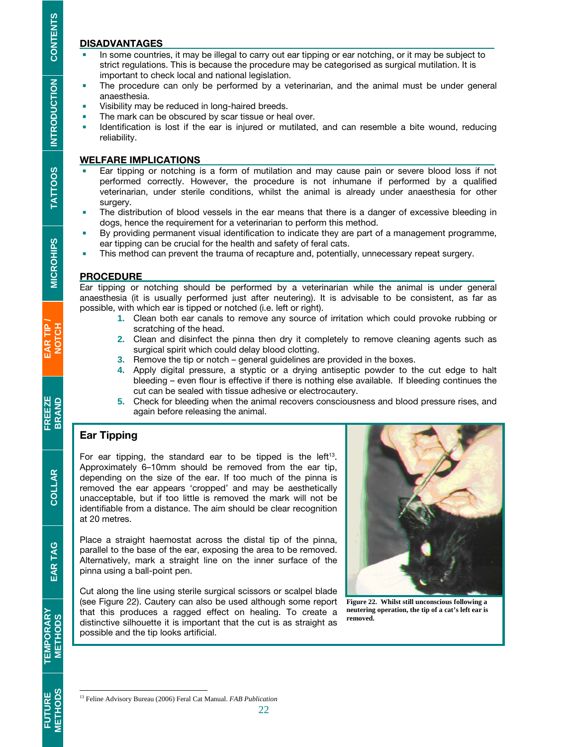## DISADVANTAGES

- In some countries, it may be illegal to carry out ear tipping or ear notching, or it may be subject to strict regulations. This is because the procedure may be categorised as surgical mutilation. It is important to check local and national legislation.
- The procedure can only be performed by a veterinarian, and the animal must be under general anaesthesia.
- Visibility may be reduced in long-haired breeds.
- The mark can be obscured by scar tissue or heal over.
- Identification is lost if the ear is injured or mutilated, and can resemble a bite wound, reducing reliability.

## WELFARE IMPLICATIONS

- Ear tipping or notching is a form of mutilation and may cause pain or severe blood loss if not performed correctly. However, the procedure is not inhumane if performed by a qualified veterinarian, under sterile conditions, whilst the animal is already under anaesthesia for other surgery.
- The distribution of blood vessels in the ear means that there is a danger of excessive bleeding in dogs, hence the requirement for a veterinarian to perform this method.
- By providing permanent visual identification to indicate they are part of a management programme, ear tipping can be crucial for the health and safety of feral cats.
- This method can prevent the trauma of recapture and, potentially, unnecessary repeat surgery.

## PROCEDURE

Ear tipping or notching should be performed by a veterinarian while the animal is under general anaesthesia (it is usually performed just after neutering). It is advisable to be consistent, as far as possible, with which ear is tipped or notched (i.e. left or right).

1. Clean both ear canals to remove any source of irritation which could provoke rubbing or scratching of the head.
2. Clean and disinfect the pinna then dry it completely to remove cleaning agents such as surgical spirit which could delay blood clotting.
3. Remove the tip or notch – general guidelines are provided in the boxes.
4. Apply digital pressure, a styptic or a drying antiseptic powder to the cut edge to halt bleeding – even flour is effective if there is nothing else available. If bleeding continues the cut can be sealed with tissue adhesive or electrocautery.
5. Check for bleeding when the animal recovers consciousness and blood pressure rises, and again before releasing the animal.

### Ear Tipping

For ear tipping, the standard ear to be tipped is the left[13]. Approximately 6–10mm should be removed from the ear tip, depending on the size of the ear. If too much of the pinna is removed the ear appears 'cropped' and may be aesthetically unacceptable, but if too little is removed the mark will not be identifiable from a distance. The aim should be clear recognition at 20 metres.

Place a straight haemostat across the distal tip of the pinna, parallel to the base of the ear, exposing the area to be removed. Alternatively, mark a straight line on the inner surface of the pinna using a ball-point pen.

Cut along the line using sterile surgical scissors or scalpel blade (see Figure 22). Cautery can also be used although some report that this produces a ragged effect on healing. To create a distinctive silhouette it is important that the cut is as straight as possible and the tip looks artificial.

**Figure 22. Whilst still unconscious following a neutering operation, the tip of a cat's left ear is removed.**

[13] Feline Advisory Bureau (2006) Feral Cat Manual. *FAB Publication*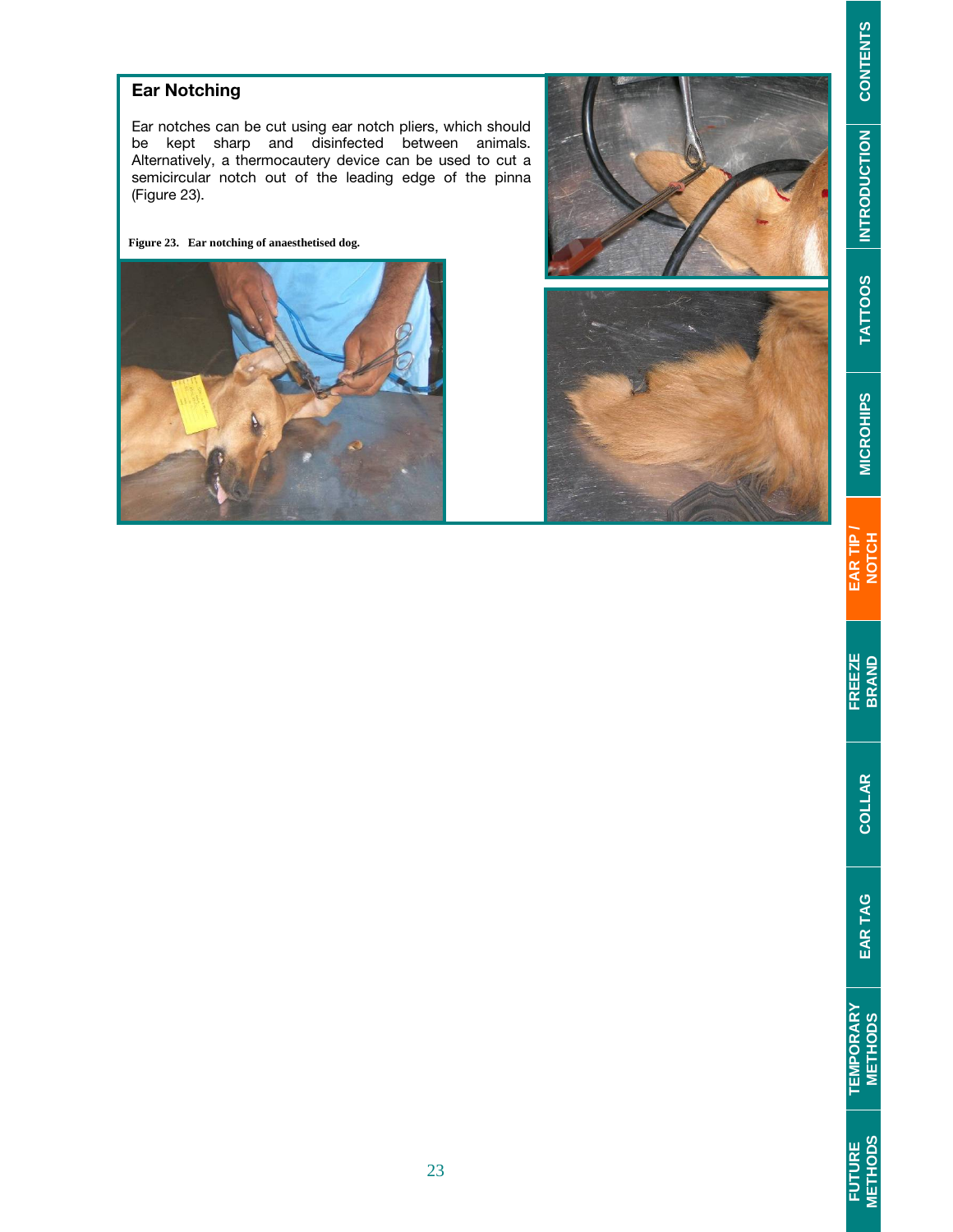## Ear Notching

Ear notches can be cut using ear notch pliers, which should be kept sharp and disinfected between animals. Alternatively, a thermocautery device can be used to cut a semicircular notch out of the leading edge of the pinna (Figure 23).

**Figure 23. Ear notching of anaesthetised dog.**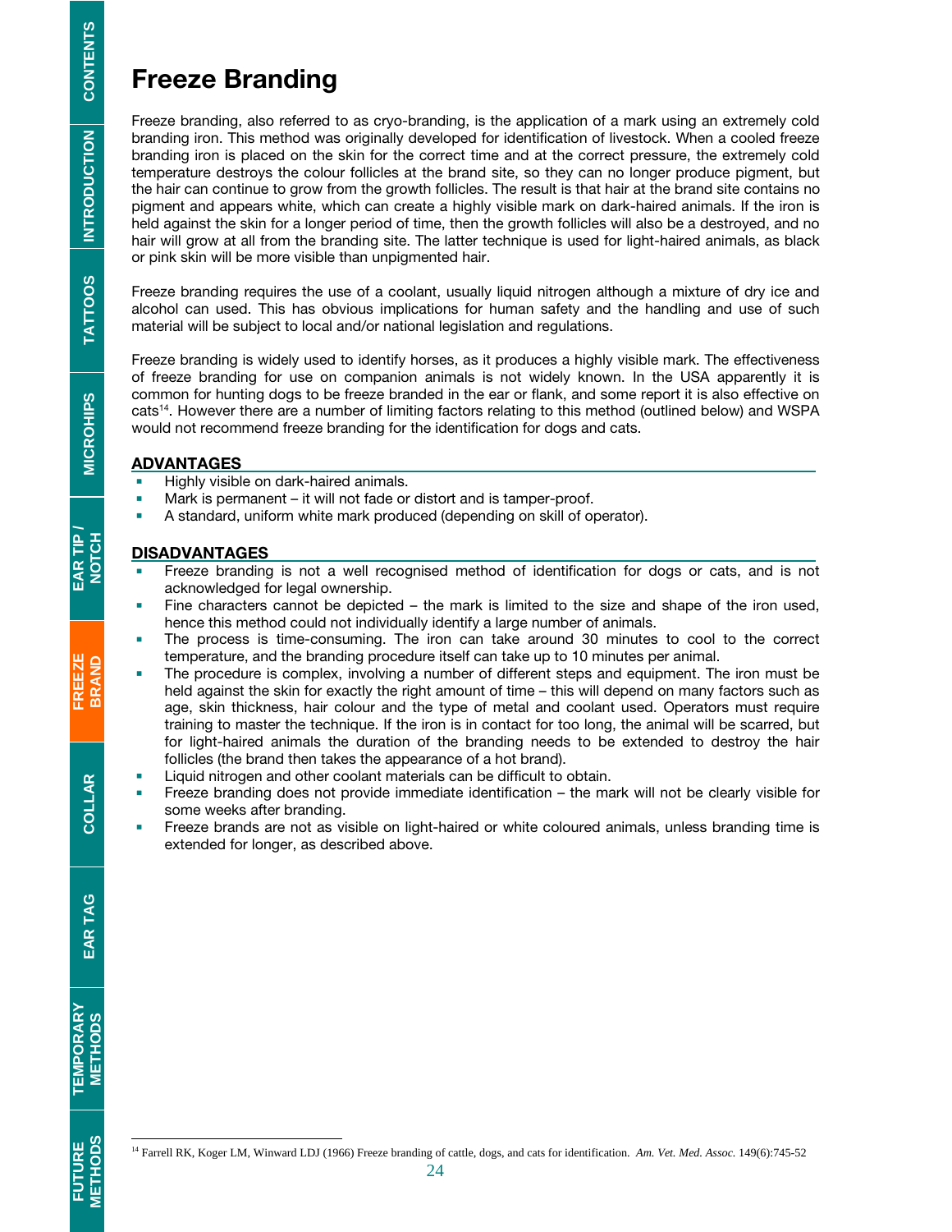# Freeze Branding

Freeze branding, also referred to as cryo-branding, is the application of a mark using an extremely cold branding iron. This method was originally developed for identification of livestock. When a cooled freeze branding iron is placed on the skin for the correct time and at the correct pressure, the extremely cold temperature destroys the colour follicles at the brand site, so they can no longer produce pigment, but the hair can continue to grow from the growth follicles. The result is that hair at the brand site contains no pigment and appears white, which can create a highly visible mark on dark-haired animals. If the iron is held against the skin for a longer period of time, then the growth follicles will also be a destroyed, and no hair will grow at all from the branding site. The latter technique is used for light-haired animals, as black or pink skin will be more visible than unpigmented hair.

Freeze branding requires the use of a coolant, usually liquid nitrogen although a mixture of dry ice and alcohol can used. This has obvious implications for human safety and the handling and use of such material will be subject to local and/or national legislation and regulations.

Freeze branding is widely used to identify horses, as it produces a highly visible mark. The effectiveness of freeze branding for use on companion animals is not widely known. In the USA apparently it is common for hunting dogs to be freeze branded in the ear or flank, and some report it is also effective on cats[14]. However there are a number of limiting factors relating to this method (outlined below) and WSPA would not recommend freeze branding for the identification for dogs and cats.

## ADVANTAGES

- Highly visible on dark-haired animals.
- Mark is permanent – it will not fade or distort and is tamper-proof.
- A standard, uniform white mark produced (depending on skill of operator).

## DISADVANTAGES

- Freeze branding is not a well recognised method of identification for dogs or cats, and is not acknowledged for legal ownership.
- Fine characters cannot be depicted – the mark is limited to the size and shape of the iron used, hence this method could not individually identify a large number of animals.
- The process is time-consuming. The iron can take around 30 minutes to cool to the correct temperature, and the branding procedure itself can take up to 10 minutes per animal.
- The procedure is complex, involving a number of different steps and equipment. The iron must be held against the skin for exactly the right amount of time – this will depend on many factors such as age, skin thickness, hair colour and the type of metal and coolant used. Operators must require training to master the technique. If the iron is in contact for too long, the animal will be scarred, but for light-haired animals the duration of the branding needs to be extended to destroy the hair follicles (the brand then takes the appearance of a hot brand).
- Liquid nitrogen and other coolant materials can be difficult to obtain.
- Freeze branding does not provide immediate identification – the mark will not be clearly visible for some weeks after branding.
- Freeze brands are not as visible on light-haired or white coloured animals, unless branding time is extended for longer, as described above.

---

[14] Farrell RK, Koger LM, Winward LDJ (1966) Freeze branding of cattle, dogs, and cats for identification. *Am. Vet. Med. Assoc.* 149(6):745-52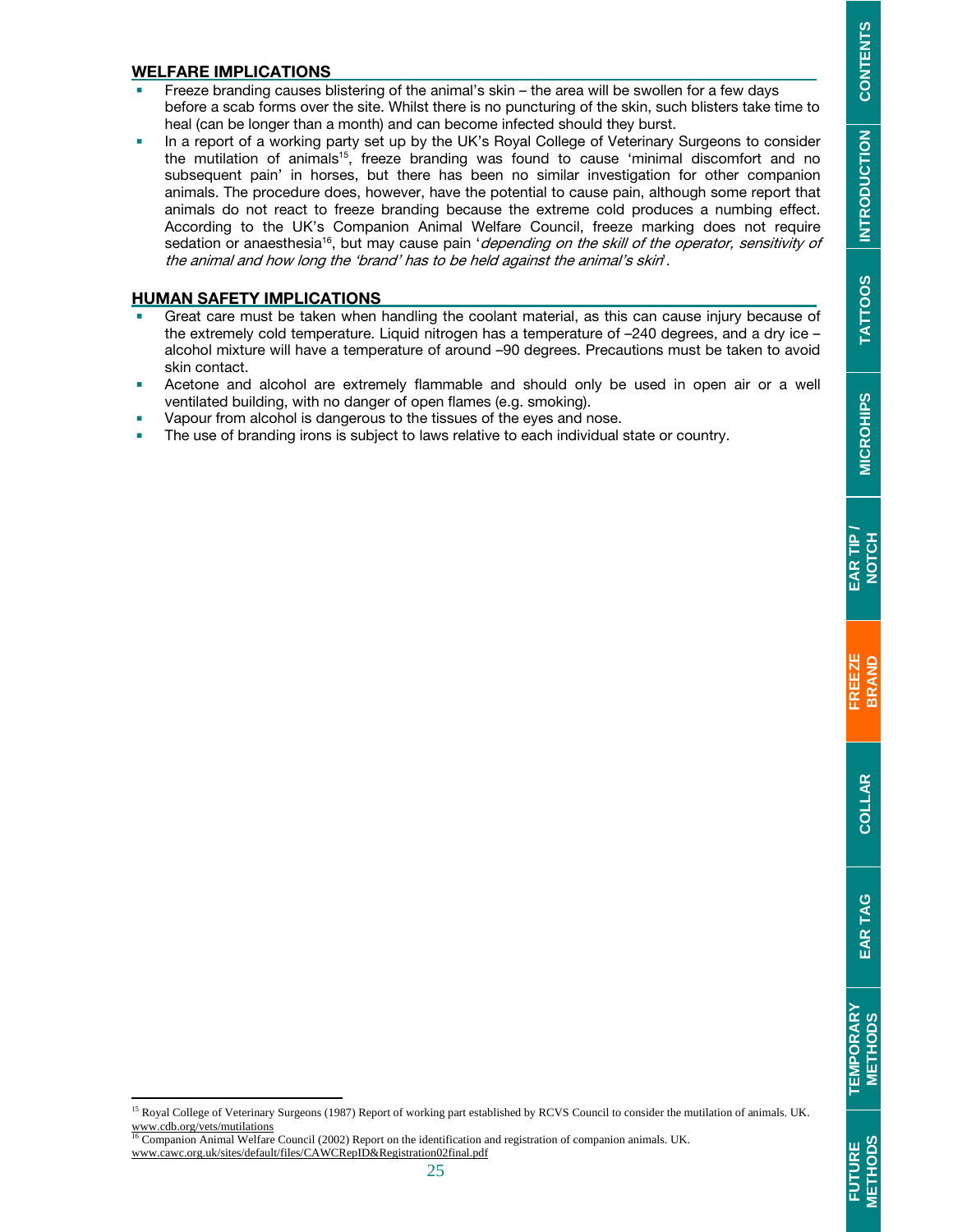## WELFARE IMPLICATIONS

- Freeze branding causes blistering of the animal's skin – the area will be swollen for a few days before a scab forms over the site. Whilst there is no puncturing of the skin, such blisters take time to heal (can be longer than a month) and can become infected should they burst.
- In a report of a working party set up by the UK's Royal College of Veterinary Surgeons to consider the mutilation of animals[15], freeze branding was found to cause 'minimal discomfort and no subsequent pain' in horses, but there has been no similar investigation for other companion animals. The procedure does, however, have the potential to cause pain, although some report that animals do not react to freeze branding because the extreme cold produces a numbing effect. According to the UK's Companion Animal Welfare Council, freeze marking does not require sedation or anaesthesia[16], but may cause pain '*depending on the skill of the operator, sensitivity of the animal and how long the 'brand' has to be held against the animal's skin*'.

## HUMAN SAFETY IMPLICATIONS

- Great care must be taken when handling the coolant material, as this can cause injury because of the extremely cold temperature. Liquid nitrogen has a temperature of –240 degrees, and a dry ice – alcohol mixture will have a temperature of around –90 degrees. Precautions must be taken to avoid skin contact.
- Acetone and alcohol are extremely flammable and should only be used in open air or a well ventilated building, with no danger of open flames (e.g. smoking).
- Vapour from alcohol is dangerous to the tissues of the eyes and nose.
- The use of branding irons is subject to laws relative to each individual state or country.

---

[15] Royal College of Veterinary Surgeons (1987) Report of working part established by RCVS Council to consider the mutilation of animals. UK. www.cdb.org/vets/mutilations

[16] Companion Animal Welfare Council (2002) Report on the identification and registration of companion animals. UK. www.cawc.org.uk/sites/default/files/CAWCRepID&Registration02final.pdf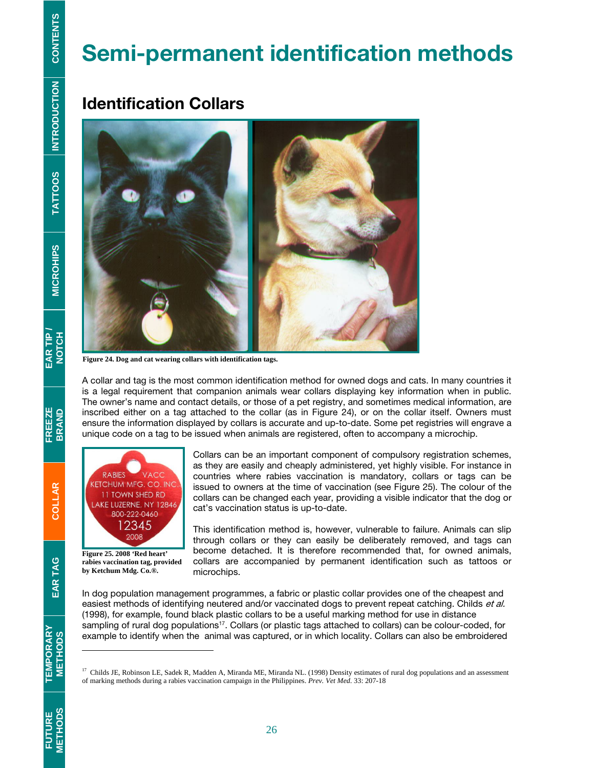# Semi-permanent identification methods

## Identification Collars

Figure 24. Dog and cat wearing collars with identification tags.

A collar and tag is the most common identification method for owned dogs and cats. In many countries it is a legal requirement that companion animals wear collars displaying key information when in public. The owner's name and contact details, or those of a pet registry, and sometimes medical information, are inscribed either on a tag attached to the collar (as in Figure 24), or on the collar itself. Owners must ensure the information displayed by collars is accurate and up-to-date. Some pet registries will engrave a unique code on a tag to be issued when animals are registered, often to accompany a microchip.

Figure 25. 2008 'Red heart' rabies vaccination tag, provided by Ketchum Mdg. Co.®.

Collars can be an important component of compulsory registration schemes, as they are easily and cheaply administered, yet highly visible. For instance in countries where rabies vaccination is mandatory, collars or tags can be issued to owners at the time of vaccination (see Figure 25). The colour of the collars can be changed each year, providing a visible indicator that the dog or cat's vaccination status is up-to-date.

This identification method is, however, vulnerable to failure. Animals can slip through collars or they can easily be deliberately removed, and tags can become detached. It is therefore recommended that, for owned animals, collars are accompanied by permanent identification such as tattoos or microchips.

In dog population management programmes, a fabric or plastic collar provides one of the cheapest and easiest methods of identifying neutered and/or vaccinated dogs to prevent repeat catching. Childs *et al.* (1998), for example, found black plastic collars to be a useful marking method for use in distance sampling of rural dog populations[17]. Collars (or plastic tags attached to collars) can be colour-coded, for example to identify when the animal was captured, or in which locality. Collars can also be embroidered

---

[17] Childs JE, Robinson LE, Sadek R, Madden A, Miranda ME, Miranda NL. (1998) Density estimates of rural dog populations and an assessment of marking methods during a rabies vaccination campaign in the Philippines. *Prev. Vet Med.* 33: 207-18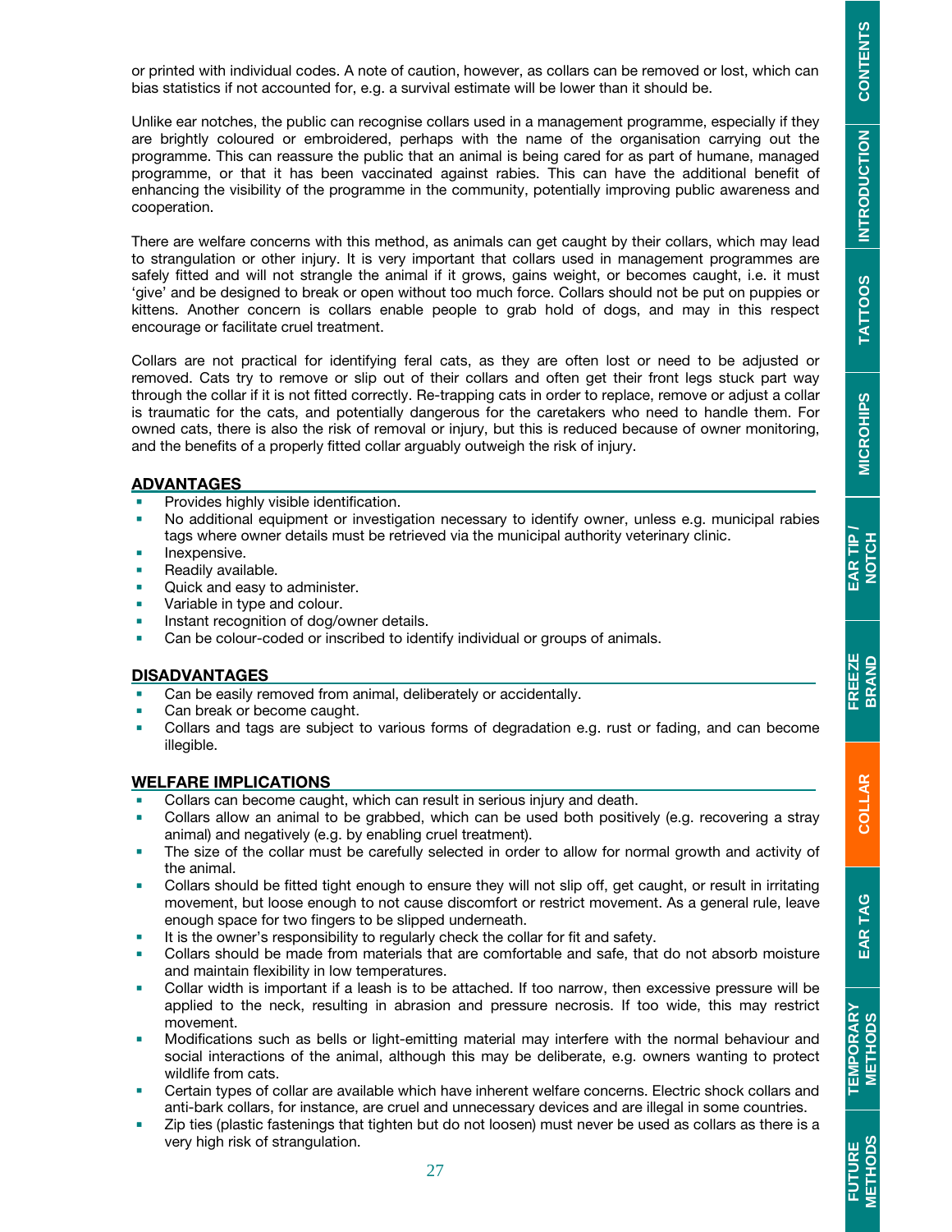or printed with individual codes. A note of caution, however, as collars can be removed or lost, which can bias statistics if not accounted for, e.g. a survival estimate will be lower than it should be.

Unlike ear notches, the public can recognise collars used in a management programme, especially if they are brightly coloured or embroidered, perhaps with the name of the organisation carrying out the programme. This can reassure the public that an animal is being cared for as part of humane, managed programme, or that it has been vaccinated against rabies. This can have the additional benefit of enhancing the visibility of the programme in the community, potentially improving public awareness and cooperation.

There are welfare concerns with this method, as animals can get caught by their collars, which may lead to strangulation or other injury. It is very important that collars used in management programmes are safely fitted and will not strangle the animal if it grows, gains weight, or becomes caught, i.e. it must 'give' and be designed to break or open without too much force. Collars should not be put on puppies or kittens. Another concern is collars enable people to grab hold of dogs, and may in this respect encourage or facilitate cruel treatment.

Collars are not practical for identifying feral cats, as they are often lost or need to be adjusted or removed. Cats try to remove or slip out of their collars and often get their front legs stuck part way through the collar if it is not fitted correctly. Re-trapping cats in order to replace, remove or adjust a collar is traumatic for the cats, and potentially dangerous for the caretakers who need to handle them. For owned cats, there is also the risk of removal or injury, but this is reduced because of owner monitoring, and the benefits of a properly fitted collar arguably outweigh the risk of injury.

## ADVANTAGES

- Provides highly visible identification.
- No additional equipment or investigation necessary to identify owner, unless e.g. municipal rabies tags where owner details must be retrieved via the municipal authority veterinary clinic.
- Inexpensive.
- Readily available.
- Quick and easy to administer.
- Variable in type and colour.
- Instant recognition of dog/owner details.
- Can be colour-coded or inscribed to identify individual or groups of animals.

## DISADVANTAGES

- Can be easily removed from animal, deliberately or accidentally.
- Can break or become caught.
- Collars and tags are subject to various forms of degradation e.g. rust or fading, and can become illegible.

## WELFARE IMPLICATIONS

- Collars can become caught, which can result in serious injury and death.
- Collars allow an animal to be grabbed, which can be used both positively (e.g. recovering a stray animal) and negatively (e.g. by enabling cruel treatment).
- The size of the collar must be carefully selected in order to allow for normal growth and activity of the animal.
- Collars should be fitted tight enough to ensure they will not slip off, get caught, or result in irritating movement, but loose enough to not cause discomfort or restrict movement. As a general rule, leave enough space for two fingers to be slipped underneath.
- It is the owner's responsibility to regularly check the collar for fit and safety.
- Collars should be made from materials that are comfortable and safe, that do not absorb moisture and maintain flexibility in low temperatures.
- Collar width is important if a leash is to be attached. If too narrow, then excessive pressure will be applied to the neck, resulting in abrasion and pressure necrosis. If too wide, this may restrict movement.
- Modifications such as bells or light-emitting material may interfere with the normal behaviour and social interactions of the animal, although this may be deliberate, e.g. owners wanting to protect wildlife from cats.
- Certain types of collar are available which have inherent welfare concerns. Electric shock collars and anti-bark collars, for instance, are cruel and unnecessary devices and are illegal in some countries.
- Zip ties (plastic fastenings that tighten but do not loosen) must never be used as collars as there is a very high risk of strangulation.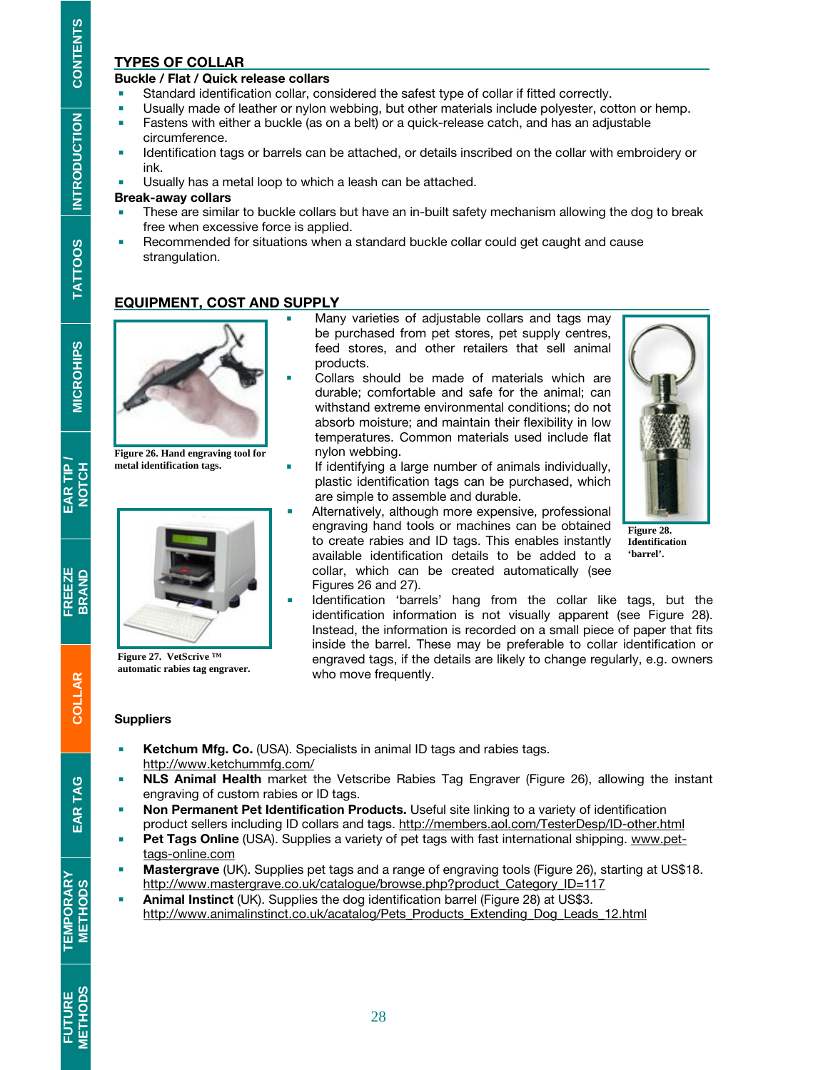## TYPES OF COLLAR

### Buckle / Flat / Quick release collars

- Standard identification collar, considered the safest type of collar if fitted correctly.
- Usually made of leather or nylon webbing, but other materials include polyester, cotton or hemp.
- Fastens with either a buckle (as on a belt) or a quick-release catch, and has an adjustable circumference.
- Identification tags or barrels can be attached, or details inscribed on the collar with embroidery or ink.
- Usually has a metal loop to which a leash can be attached.

### Break-away collars

- These are similar to buckle collars but have an in-built safety mechanism allowing the dog to break free when excessive force is applied.
- Recommended for situations when a standard buckle collar could get caught and cause strangulation.

## EQUIPMENT, COST AND SUPPLY

Figure 26. Hand engraving tool for metal identification tags.

Figure 27. VetScrive ™ automatic rabies tag engraver.

- Many varieties of adjustable collars and tags may be purchased from pet stores, pet supply centres, feed stores, and other retailers that sell animal products.
- Collars should be made of materials which are durable; comfortable and safe for the animal; can withstand extreme environmental conditions; do not absorb moisture; and maintain their flexibility in low temperatures. Common materials used include flat nylon webbing.
- If identifying a large number of animals individually, plastic identification tags can be purchased, which are simple to assemble and durable.
- Alternatively, although more expensive, professional engraving hand tools or machines can be obtained to create rabies and ID tags. This enables instantly available identification details to be added to a collar, which can be created automatically (see Figures 26 and 27).
- Identification 'barrels' hang from the collar like tags, but the identification information is not visually apparent (see Figure 28). Instead, the information is recorded on a small piece of paper that fits inside the barrel. These may be preferable to collar identification or engraved tags, if the details are likely to change regularly, e.g. owners who move frequently.

Figure 28. Identification 'barrel'.

### Suppliers

- **Ketchum Mfg. Co.** (USA). Specialists in animal ID tags and rabies tags. http://www.ketchummfg.com/
- **NLS Animal Health** market the Vetscribe Rabies Tag Engraver (Figure 26), allowing the instant engraving of custom rabies or ID tags.
- **Non Permanent Pet Identification Products.** Useful site linking to a variety of identification product sellers including ID collars and tags. http://members.aol.com/TesterDesp/ID-other.html
- **Pet Tags Online** (USA). Supplies a variety of pet tags with fast international shipping. www.pet-tags-online.com
- **Mastergrave** (UK). Supplies pet tags and a range of engraving tools (Figure 26), starting at US$18. http://www.mastergrave.co.uk/catalogue/browse.php?product_Category_ID=117
- **Animal Instinct** (UK). Supplies the dog identification barrel (Figure 28) at US$3. http://www.animalinstinct.co.uk/acatalog/Pets_Products_Extending_Dog_Leads_12.html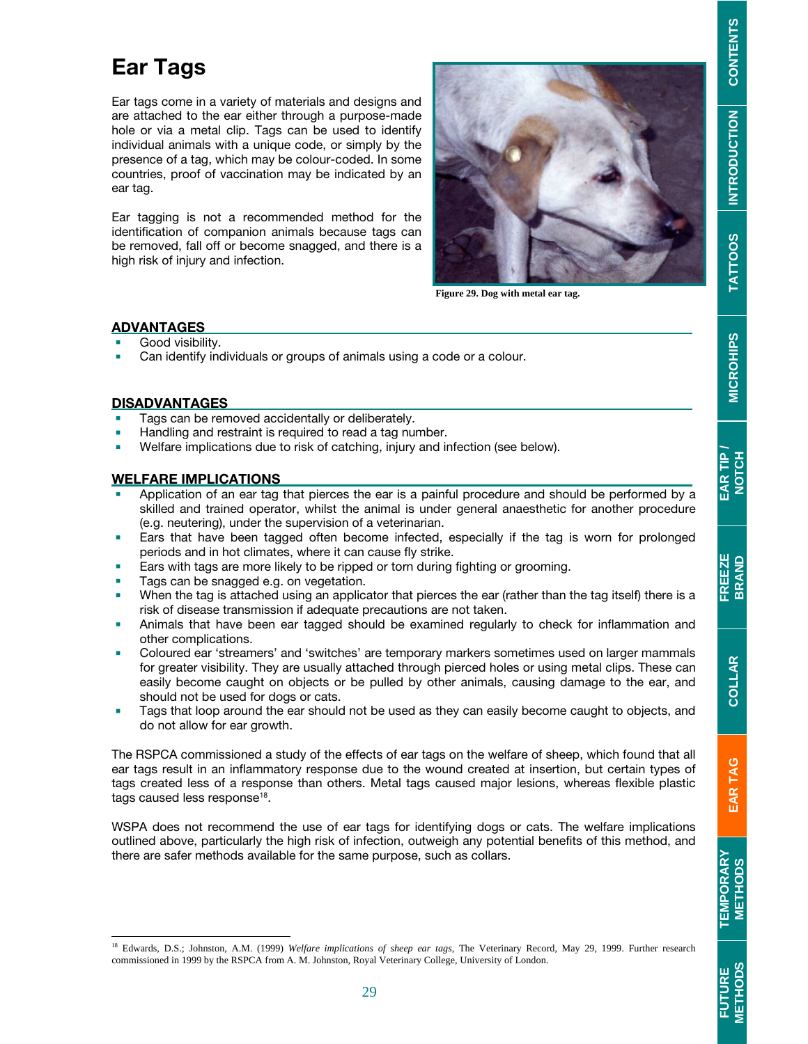# Ear Tags

Ear tags come in a variety of materials and designs and are attached to the ear either through a purpose-made hole or via a metal clip. Tags can be used to identify individual animals with a unique code, or simply by the presence of a tag, which may be colour-coded. In some countries, proof of vaccination may be indicated by an ear tag.

Ear tagging is not a recommended method for the identification of companion animals because tags can be removed, fall off or become snagged, and there is a high risk of injury and infection.

**Figure 29. Dog with metal ear tag.**

## ADVANTAGES

- Good visibility.
- Can identify individuals or groups of animals using a code or a colour.

## DISADVANTAGES

- Tags can be removed accidentally or deliberately.
- Handling and restraint is required to read a tag number.
- Welfare implications due to risk of catching, injury and infection (see below).

## WELFARE IMPLICATIONS

- Application of an ear tag that pierces the ear is a painful procedure and should be performed by a skilled and trained operator, whilst the animal is under general anaesthetic for another procedure (e.g. neutering), under the supervision of a veterinarian.
- Ears that have been tagged often become infected, especially if the tag is worn for prolonged periods and in hot climates, where it can cause fly strike.
- Ears with tags are more likely to be ripped or torn during fighting or grooming.
- Tags can be snagged e.g. on vegetation.
- When the tag is attached using an applicator that pierces the ear (rather than the tag itself) there is a risk of disease transmission if adequate precautions are not taken.
- Animals that have been ear tagged should be examined regularly to check for inflammation and other complications.
- Coloured ear 'streamers' and 'switches' are temporary markers sometimes used on larger mammals for greater visibility. They are usually attached through pierced holes or using metal clips. These can easily become caught on objects or be pulled by other animals, causing damage to the ear, and should not be used for dogs or cats.
- Tags that loop around the ear should not be used as they can easily become caught to objects, and do not allow for ear growth.

The RSPCA commissioned a study of the effects of ear tags on the welfare of sheep, which found that all ear tags result in an inflammatory response due to the wound created at insertion, but certain types of tags created less of a response than others. Metal tags caused major lesions, whereas flexible plastic tags caused less response[18].

WSPA does not recommend the use of ear tags for identifying dogs or cats. The welfare implications outlined above, particularly the high risk of infection, outweigh any potential benefits of this method, and there are safer methods available for the same purpose, such as collars.

---

[18] Edwards, D.S.; Johnston, A.M. (1999) *Welfare implications of sheep ear tags,* The Veterinary Record, May 29, 1999. Further research commissioned in 1999 by the RSPCA from A. M. Johnston, Royal Veterinary College, University of London.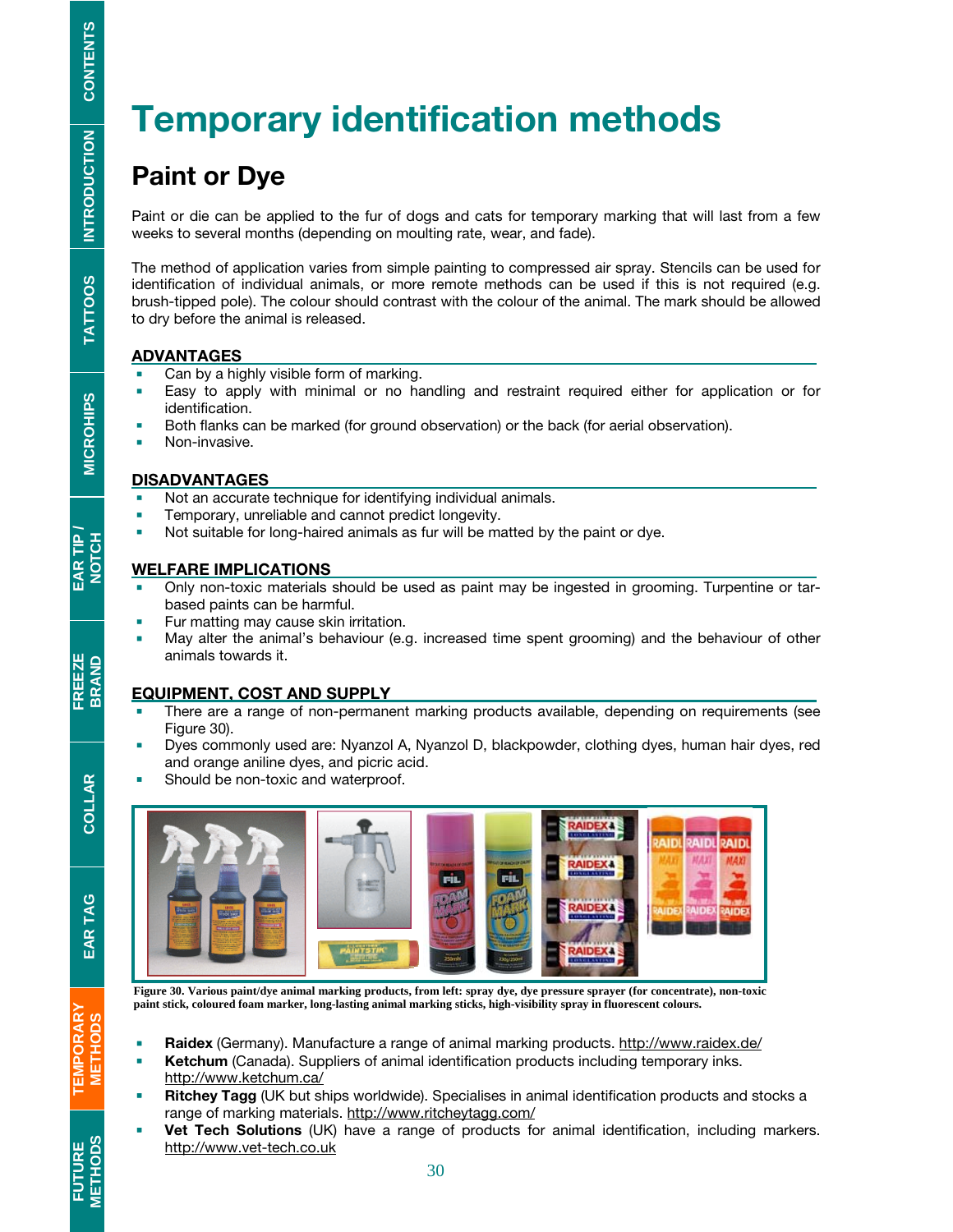# Temporary identification methods

## Paint or Dye

Paint or die can be applied to the fur of dogs and cats for temporary marking that will last from a few weeks to several months (depending on moulting rate, wear, and fade).

The method of application varies from simple painting to compressed air spray. Stencils can be used for identification of individual animals, or more remote methods can be used if this is not required (e.g. brush-tipped pole). The colour should contrast with the colour of the animal. The mark should be allowed to dry before the animal is released.

### ADVANTAGES

- Can by a highly visible form of marking.
- Easy to apply with minimal or no handling and restraint required either for application or for identification.
- Both flanks can be marked (for ground observation) or the back (for aerial observation).
- Non-invasive.

### DISADVANTAGES

- Not an accurate technique for identifying individual animals.
- Temporary, unreliable and cannot predict longevity.
- Not suitable for long-haired animals as fur will be matted by the paint or dye.

### WELFARE IMPLICATIONS

- Only non-toxic materials should be used as paint may be ingested in grooming. Turpentine or tar-based paints can be harmful.
- Fur matting may cause skin irritation.
- May alter the animal's behaviour (e.g. increased time spent grooming) and the behaviour of other animals towards it.

### EQUIPMENT, COST AND SUPPLY

- There are a range of non-permanent marking products available, depending on requirements (see Figure 30).
- Dyes commonly used are: Nyanzol A, Nyanzol D, blackpowder, clothing dyes, human hair dyes, red and orange aniline dyes, and picric acid.
- Should be non-toxic and waterproof.

**Figure 30. Various paint/dye animal marking products, from left: spray dye, dye pressure sprayer (for concentrate), non-toxic paint stick, coloured foam marker, long-lasting animal marking sticks, high-visibility spray in fluorescent colours.**

- **Raidex** (Germany). Manufacture a range of animal marking products. http://www.raidex.de/
- **Ketchum** (Canada). Suppliers of animal identification products including temporary inks. http://www.ketchum.ca/
- **Ritchey Tagg** (UK but ships worldwide). Specialises in animal identification products and stocks a range of marking materials. http://www.ritcheytagg.com/
- **Vet Tech Solutions** (UK) have a range of products for animal identification, including markers. http://www.vet-tech.co.uk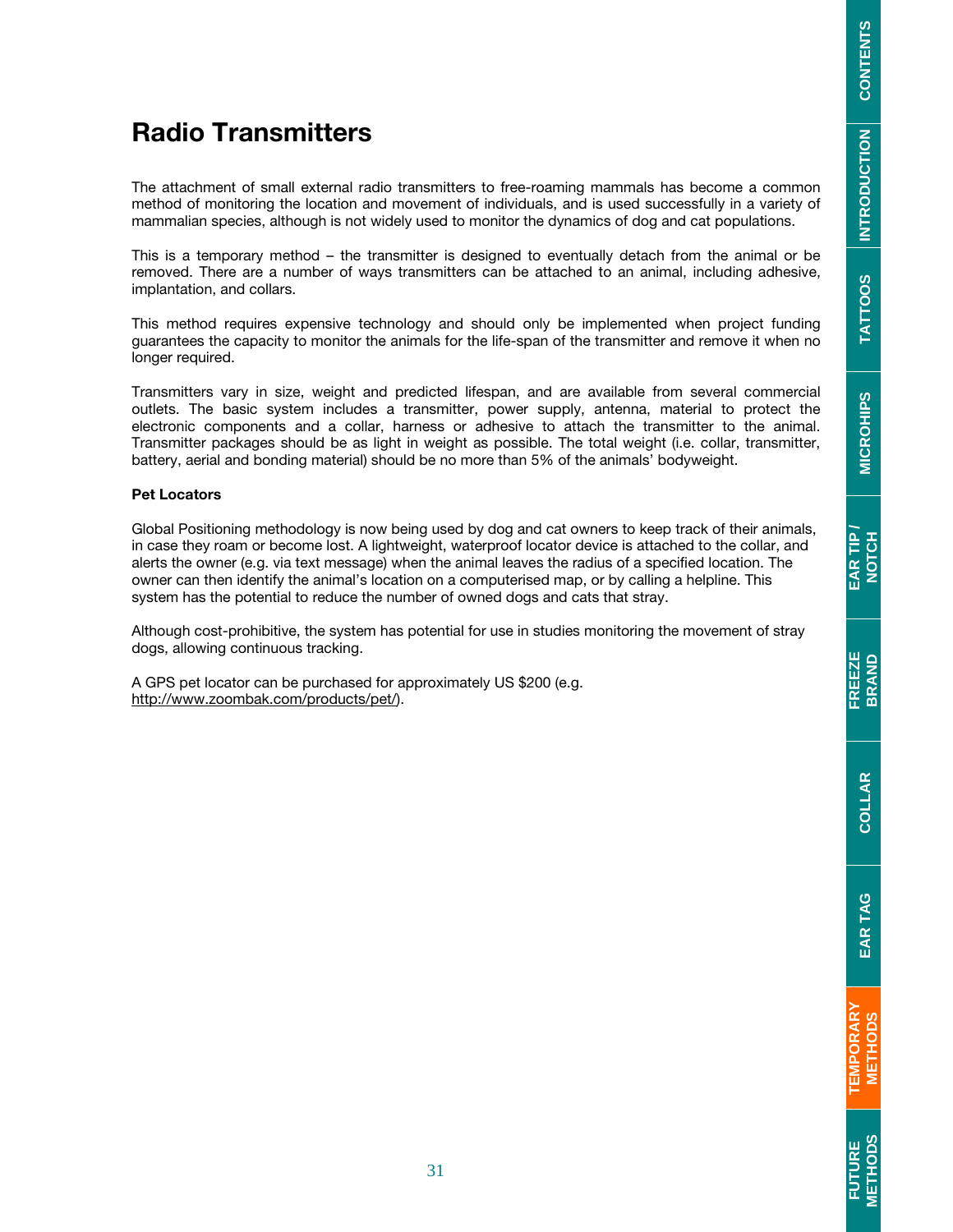# Radio Transmitters

The attachment of small external radio transmitters to free-roaming mammals has become a common method of monitoring the location and movement of individuals, and is used successfully in a variety of mammalian species, although is not widely used to monitor the dynamics of dog and cat populations.

This is a temporary method – the transmitter is designed to eventually detach from the animal or be removed. There are a number of ways transmitters can be attached to an animal, including adhesive, implantation, and collars.

This method requires expensive technology and should only be implemented when project funding guarantees the capacity to monitor the animals for the life-span of the transmitter and remove it when no longer required.

Transmitters vary in size, weight and predicted lifespan, and are available from several commercial outlets. The basic system includes a transmitter, power supply, antenna, material to protect the electronic components and a collar, harness or adhesive to attach the transmitter to the animal. Transmitter packages should be as light in weight as possible. The total weight (i.e. collar, transmitter, battery, aerial and bonding material) should be no more than 5% of the animals' bodyweight.

**Pet Locators**

Global Positioning methodology is now being used by dog and cat owners to keep track of their animals, in case they roam or become lost. A lightweight, waterproof locator device is attached to the collar, and alerts the owner (e.g. via text message) when the animal leaves the radius of a specified location. The owner can then identify the animal's location on a computerised map, or by calling a helpline. This system has the potential to reduce the number of owned dogs and cats that stray.

Although cost-prohibitive, the system has potential for use in studies monitoring the movement of stray dogs, allowing continuous tracking.

A GPS pet locator can be purchased for approximately US $200 (e.g. http://www.zoombak.com/products/pet/).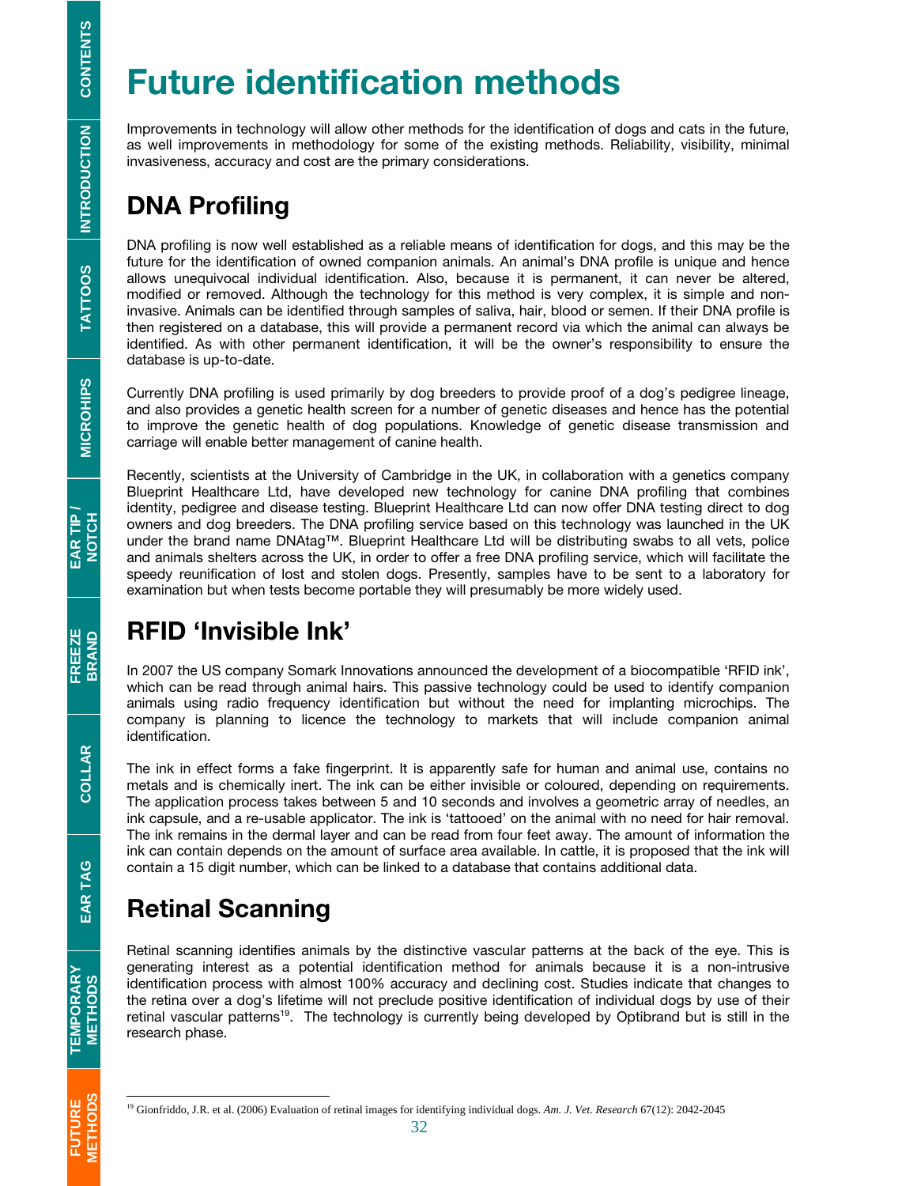# Future identification methods

Improvements in technology will allow other methods for the identification of dogs and cats in the future, as well improvements in methodology for some of the existing methods. Reliability, visibility, minimal invasiveness, accuracy and cost are the primary considerations.

## DNA Profiling

DNA profiling is now well established as a reliable means of identification for dogs, and this may be the future for the identification of owned companion animals. An animal's DNA profile is unique and hence allows unequivocal individual identification. Also, because it is permanent, it can never be altered, modified or removed. Although the technology for this method is very complex, it is simple and non-invasive. Animals can be identified through samples of saliva, hair, blood or semen. If their DNA profile is then registered on a database, this will provide a permanent record via which the animal can always be identified. As with other permanent identification, it will be the owner's responsibility to ensure the database is up-to-date.

Currently DNA profiling is used primarily by dog breeders to provide proof of a dog's pedigree lineage, and also provides a genetic health screen for a number of genetic diseases and hence has the potential to improve the genetic health of dog populations. Knowledge of genetic disease transmission and carriage will enable better management of canine health.

Recently, scientists at the University of Cambridge in the UK, in collaboration with a genetics company Blueprint Healthcare Ltd, have developed new technology for canine DNA profiling that combines identity, pedigree and disease testing. Blueprint Healthcare Ltd can now offer DNA testing direct to dog owners and dog breeders. The DNA profiling service based on this technology was launched in the UK under the brand name DNAtag™. Blueprint Healthcare Ltd will be distributing swabs to all vets, police and animals shelters across the UK, in order to offer a free DNA profiling service, which will facilitate the speedy reunification of lost and stolen dogs. Presently, samples have to be sent to a laboratory for examination but when tests become portable they will presumably be more widely used.

## RFID 'Invisible Ink'

In 2007 the US company Somark Innovations announced the development of a biocompatible 'RFID ink', which can be read through animal hairs. This passive technology could be used to identify companion animals using radio frequency identification but without the need for implanting microchips. The company is planning to licence the technology to markets that will include companion animal identification.

The ink in effect forms a fake fingerprint. It is apparently safe for human and animal use, contains no metals and is chemically inert. The ink can be either invisible or coloured, depending on requirements. The application process takes between 5 and 10 seconds and involves a geometric array of needles, an ink capsule, and a re-usable applicator. The ink is 'tattooed' on the animal with no need for hair removal. The ink remains in the dermal layer and can be read from four feet away. The amount of information the ink can contain depends on the amount of surface area available. In cattle, it is proposed that the ink will contain a 15 digit number, which can be linked to a database that contains additional data.

## Retinal Scanning

Retinal scanning identifies animals by the distinctive vascular patterns at the back of the eye. This is generating interest as a potential identification method for animals because it is a non-intrusive identification process with almost 100% accuracy and declining cost. Studies indicate that changes to the retina over a dog's lifetime will not preclude positive identification of individual dogs by use of their retinal vascular patterns[19]. The technology is currently being developed by Optibrand but is still in the research phase.

[19] Gionfriddo, J.R. et al. (2006) Evaluation of retinal images for identifying individual dogs. *Am. J. Vet. Research* 67(12): 2042-2045